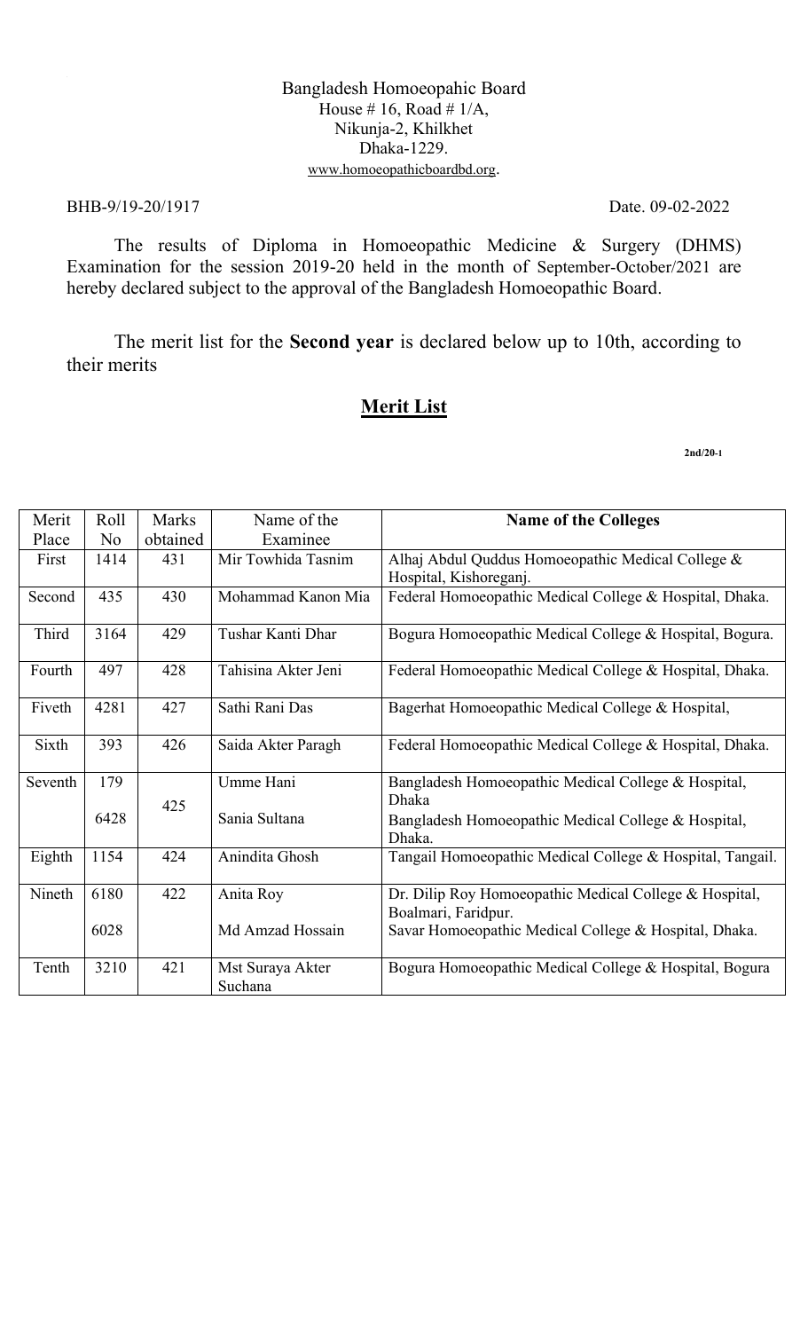Bangladesh Homoeopahic Board
House # 16, Road # 1/A,
Nikunja-2, Khilkhet
Dhaka-1229.
www.homoeopathicboardbd.org.

BHB-9/19-20/1917 Date. 09-02-2022

The results of Diploma in Homoeopathic Medicine & Surgery (DHMS) Examination for the session 2019-20 held in the month of September-October/2021 are hereby declared subject to the approval of the Bangladesh Homoeopathic Board.

The merit list for the **Second year** is declared below up to 10th, according to their merits

## Merit List

**2nd/20-1**

| Merit Place | Roll No | Marks obtained | Name of the Examinee | **Name of the Colleges** |
|---|---|---|---|---|
| First | 1414 | 431 | Mir Towhida Tasnim | Alhaj Abdul Quddus Homoeopathic Medical College & Hospital, Kishoreganj. |
| Second | 435 | 430 | Mohammad Kanon Mia | Federal Homoeopathic Medical College & Hospital, Dhaka. |
| Third | 3164 | 429 | Tushar Kanti Dhar | Bogura Homoeopathic Medical College & Hospital, Bogura. |
| Fourth | 497 | 428 | Tahisina Akter Jeni | Federal Homoeopathic Medical College & Hospital, Dhaka. |
| Fiveth | 4281 | 427 | Sathi Rani Das | Bagerhat Homoeopathic Medical College & Hospital, |
| Sixth | 393 | 426 | Saida Akter Paragh | Federal Homoeopathic Medical College & Hospital, Dhaka. |
| Seventh | 179 | 425 | Umme Hani | Bangladesh Homoeopathic Medical College & Hospital, Dhaka |
| | 6428 | | Sania Sultana | Bangladesh Homoeopathic Medical College & Hospital, Dhaka. |
| Eighth | 1154 | 424 | Anindita Ghosh | Tangail Homoeopathic Medical College & Hospital, Tangail. |
| Nineth | 6180 | 422 | Anita Roy | Dr. Dilip Roy Homoeopathic Medical College & Hospital, Boalmari, Faridpur. |
| | 6028 | | Md Amzad Hossain | Savar Homoeopathic Medical College & Hospital, Dhaka. |
| Tenth | 3210 | 421 | Mst Suraya Akter Suchana | Bogura Homoeopathic Medical College & Hospital, Bogura |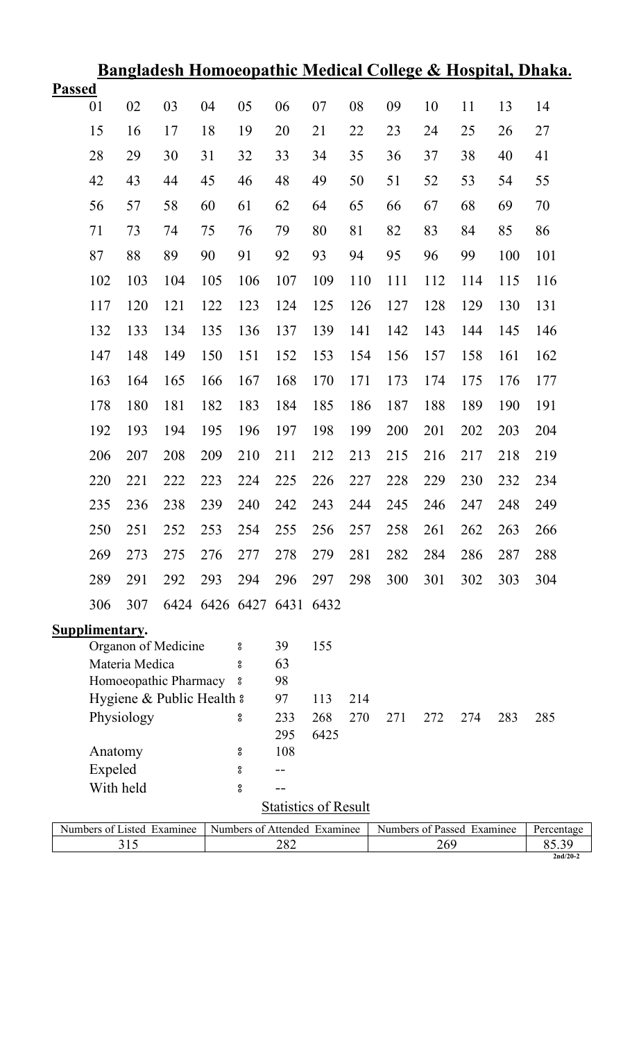# Bangladesh Homoeopathic Medical College & Hospital, Dhaka.

**Passed**

| | | | | | | | | | | | | |
|---|---|---|---|---|---|---|---|---|---|---|---|---|
| 01 | 02 | 03 | 04 | 05 | 06 | 07 | 08 | 09 | 10 | 11 | 13 | 14 |
| 15 | 16 | 17 | 18 | 19 | 20 | 21 | 22 | 23 | 24 | 25 | 26 | 27 |
| 28 | 29 | 30 | 31 | 32 | 33 | 34 | 35 | 36 | 37 | 38 | 40 | 41 |
| 42 | 43 | 44 | 45 | 46 | 48 | 49 | 50 | 51 | 52 | 53 | 54 | 55 |
| 56 | 57 | 58 | 60 | 61 | 62 | 64 | 65 | 66 | 67 | 68 | 69 | 70 |
| 71 | 73 | 74 | 75 | 76 | 79 | 80 | 81 | 82 | 83 | 84 | 85 | 86 |
| 87 | 88 | 89 | 90 | 91 | 92 | 93 | 94 | 95 | 96 | 99 | 100 | 101 |
| 102 | 103 | 104 | 105 | 106 | 107 | 109 | 110 | 111 | 112 | 114 | 115 | 116 |
| 117 | 120 | 121 | 122 | 123 | 124 | 125 | 126 | 127 | 128 | 129 | 130 | 131 |
| 132 | 133 | 134 | 135 | 136 | 137 | 139 | 141 | 142 | 143 | 144 | 145 | 146 |
| 147 | 148 | 149 | 150 | 151 | 152 | 153 | 154 | 156 | 157 | 158 | 161 | 162 |
| 163 | 164 | 165 | 166 | 167 | 168 | 170 | 171 | 173 | 174 | 175 | 176 | 177 |
| 178 | 180 | 181 | 182 | 183 | 184 | 185 | 186 | 187 | 188 | 189 | 190 | 191 |
| 192 | 193 | 194 | 195 | 196 | 197 | 198 | 199 | 200 | 201 | 202 | 203 | 204 |
| 206 | 207 | 208 | 209 | 210 | 211 | 212 | 213 | 215 | 216 | 217 | 218 | 219 |
| 220 | 221 | 222 | 223 | 224 | 225 | 226 | 227 | 228 | 229 | 230 | 232 | 234 |
| 235 | 236 | 238 | 239 | 240 | 242 | 243 | 244 | 245 | 246 | 247 | 248 | 249 |
| 250 | 251 | 252 | 253 | 254 | 255 | 256 | 257 | 258 | 261 | 262 | 263 | 266 |
| 269 | 273 | 275 | 276 | 277 | 278 | 279 | 281 | 282 | 284 | 286 | 287 | 288 |
| 289 | 291 | 292 | 293 | 294 | 296 | 297 | 298 | 300 | 301 | 302 | 303 | 304 |
| 306 | 307 | 6424 | 6426 | 6427 | 6431 | 6432 | | | | | | |

**Supplimentary.**

Organon of Medicine : 39 155

Materia Medica : 63

Homoeopathic Pharmacy : 98

Hygiene & Public Health : 97 113 214

Physiology : 233 268 270 271 272 274 283 285 295 6425

Anatomy : 108

Expeled : --

With held : --

Statistics of Result

| Numbers of Listed Examinee | Numbers of Attended Examinee | Numbers of Passed Examinee | Percentage |
|---|---|---|---|
| 315 | 282 | 269 | 85.39 |

2nd/20-2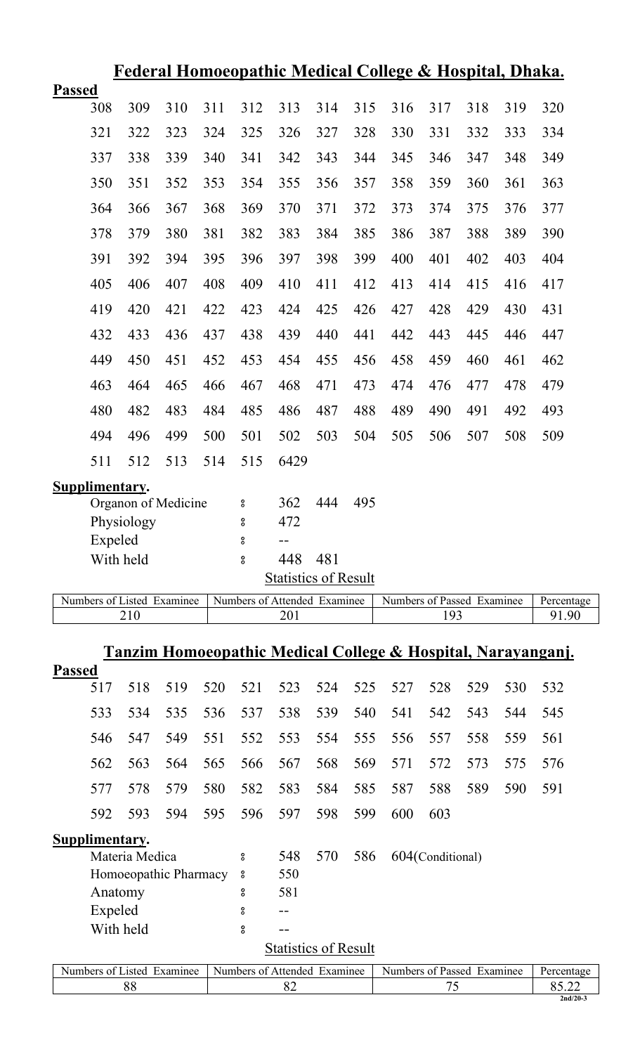## Federal Homoeopathic Medical College & Hospital, Dhaka.

**Passed**

| | | | | | | | | | | | | |
|---|---|---|---|---|---|---|---|---|---|---|---|---|
| 308 | 309 | 310 | 311 | 312 | 313 | 314 | 315 | 316 | 317 | 318 | 319 | 320 |
| 321 | 322 | 323 | 324 | 325 | 326 | 327 | 328 | 330 | 331 | 332 | 333 | 334 |
| 337 | 338 | 339 | 340 | 341 | 342 | 343 | 344 | 345 | 346 | 347 | 348 | 349 |
| 350 | 351 | 352 | 353 | 354 | 355 | 356 | 357 | 358 | 359 | 360 | 361 | 363 |
| 364 | 366 | 367 | 368 | 369 | 370 | 371 | 372 | 373 | 374 | 375 | 376 | 377 |
| 378 | 379 | 380 | 381 | 382 | 383 | 384 | 385 | 386 | 387 | 388 | 389 | 390 |
| 391 | 392 | 394 | 395 | 396 | 397 | 398 | 399 | 400 | 401 | 402 | 403 | 404 |
| 405 | 406 | 407 | 408 | 409 | 410 | 411 | 412 | 413 | 414 | 415 | 416 | 417 |
| 419 | 420 | 421 | 422 | 423 | 424 | 425 | 426 | 427 | 428 | 429 | 430 | 431 |
| 432 | 433 | 436 | 437 | 438 | 439 | 440 | 441 | 442 | 443 | 445 | 446 | 447 |
| 449 | 450 | 451 | 452 | 453 | 454 | 455 | 456 | 458 | 459 | 460 | 461 | 462 |
| 463 | 464 | 465 | 466 | 467 | 468 | 471 | 473 | 474 | 476 | 477 | 478 | 479 |
| 480 | 482 | 483 | 484 | 485 | 486 | 487 | 488 | 489 | 490 | 491 | 492 | 493 |
| 494 | 496 | 499 | 500 | 501 | 502 | 503 | 504 | 505 | 506 | 507 | 508 | 509 |
| 511 | 512 | 513 | 514 | 515 | 6429 | | | | | | | |

**Supplimentary.**

| | | | | |
|---|---|---|---|---|
| Organon of Medicine | : | 362 | 444 | 495 |
| Physiology | : | 472 | | |
| Expeled | : | -- | | |
| With held | : | 448 | 481 | |

Statistics of Result

| Numbers of Listed Examinee | Numbers of Attended Examinee | Numbers of Passed Examinee | Percentage |
|---|---|---|---|
| 210 | 201 | 193 | 91.90 |

## Tanzim Homoeopathic Medical College & Hospital, Narayanganj.

**Passed**

| | | | | | | | | | | | | |
|---|---|---|---|---|---|---|---|---|---|---|---|---|
| 517 | 518 | 519 | 520 | 521 | 523 | 524 | 525 | 527 | 528 | 529 | 530 | 532 |
| 533 | 534 | 535 | 536 | 537 | 538 | 539 | 540 | 541 | 542 | 543 | 544 | 545 |
| 546 | 547 | 549 | 551 | 552 | 553 | 554 | 555 | 556 | 557 | 558 | 559 | 561 |
| 562 | 563 | 564 | 565 | 566 | 567 | 568 | 569 | 571 | 572 | 573 | 575 | 576 |
| 577 | 578 | 579 | 580 | 582 | 583 | 584 | 585 | 587 | 588 | 589 | 590 | 591 |
| 592 | 593 | 594 | 595 | 596 | 597 | 598 | 599 | 600 | 603 | | | |

**Supplimentary.**

| | | | | | |
|---|---|---|---|---|---|
| Materia Medica | : | 548 | 570 | 586 | 604(Conditional) |
| Homoeopathic Pharmacy | : | 550 | | | |
| Anatomy | : | 581 | | | |
| Expeled | : | -- | | | |
| With held | : | -- | | | |

Statistics of Result

| Numbers of Listed Examinee | Numbers of Attended Examinee | Numbers of Passed Examinee | Percentage |
|---|---|---|---|
| 88 | 82 | 75 | 85.22 |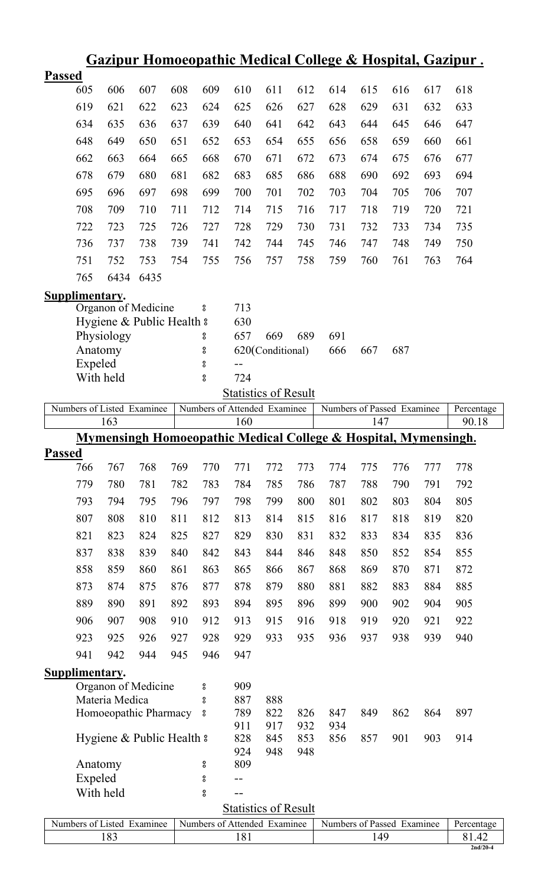## Gazipur Homoeopathic Medical College & Hospital, Gazipur .

**Passed**

| | | | | | | | | | | | | |
|---|---|---|---|---|---|---|---|---|---|---|---|---|
| 605 | 606 | 607 | 608 | 609 | 610 | 611 | 612 | 614 | 615 | 616 | 617 | 618 |
| 619 | 621 | 622 | 623 | 624 | 625 | 626 | 627 | 628 | 629 | 631 | 632 | 633 |
| 634 | 635 | 636 | 637 | 639 | 640 | 641 | 642 | 643 | 644 | 645 | 646 | 647 |
| 648 | 649 | 650 | 651 | 652 | 653 | 654 | 655 | 656 | 658 | 659 | 660 | 661 |
| 662 | 663 | 664 | 665 | 668 | 670 | 671 | 672 | 673 | 674 | 675 | 676 | 677 |
| 678 | 679 | 680 | 681 | 682 | 683 | 685 | 686 | 688 | 690 | 692 | 693 | 694 |
| 695 | 696 | 697 | 698 | 699 | 700 | 701 | 702 | 703 | 704 | 705 | 706 | 707 |
| 708 | 709 | 710 | 711 | 712 | 714 | 715 | 716 | 717 | 718 | 719 | 720 | 721 |
| 722 | 723 | 725 | 726 | 727 | 728 | 729 | 730 | 731 | 732 | 733 | 734 | 735 |
| 736 | 737 | 738 | 739 | 741 | 742 | 744 | 745 | 746 | 747 | 748 | 749 | 750 |
| 751 | 752 | 753 | 754 | 755 | 756 | 757 | 758 | 759 | 760 | 761 | 763 | 764 |
| 765 | 6434 | 6435 | | | | | | | | | | |

**Supplimentary.**

| | | | | | | | |
|---|---|---|---|---|---|---|---|
| Organon of Medicine | ঃ | 713 | | | | | |
| Hygiene & Public Health | ঃ | 630 | | | | | |
| Physiology | ঃ | 657 | 669 | 689 | 691 | | |
| Anatomy | ঃ | 620(Conditional) | | | 666 | 667 | 687 |
| Expeled | ঃ | -- | | | | | |
| With held | ঃ | 724 | | | | | |

**Statistics of Result**

| Numbers of Listed Examinee | Numbers of Attended Examinee | Numbers of Passed Examinee | Percentage |
|---|---|---|---|
| 163 | 160 | 147 | 90.18 |

## Mymensingh Homoeopathic Medical College & Hospital, Mymensingh.

**Passed**

| | | | | | | | | | | | | |
|---|---|---|---|---|---|---|---|---|---|---|---|---|
| 766 | 767 | 768 | 769 | 770 | 771 | 772 | 773 | 774 | 775 | 776 | 777 | 778 |
| 779 | 780 | 781 | 782 | 783 | 784 | 785 | 786 | 787 | 788 | 790 | 791 | 792 |
| 793 | 794 | 795 | 796 | 797 | 798 | 799 | 800 | 801 | 802 | 803 | 804 | 805 |
| 807 | 808 | 810 | 811 | 812 | 813 | 814 | 815 | 816 | 817 | 818 | 819 | 820 |
| 821 | 823 | 824 | 825 | 827 | 829 | 830 | 831 | 832 | 833 | 834 | 835 | 836 |
| 837 | 838 | 839 | 840 | 842 | 843 | 844 | 846 | 848 | 850 | 852 | 854 | 855 |
| 858 | 859 | 860 | 861 | 863 | 865 | 866 | 867 | 868 | 869 | 870 | 871 | 872 |
| 873 | 874 | 875 | 876 | 877 | 878 | 879 | 880 | 881 | 882 | 883 | 884 | 885 |
| 889 | 890 | 891 | 892 | 893 | 894 | 895 | 896 | 899 | 900 | 902 | 904 | 905 |
| 906 | 907 | 908 | 910 | 912 | 913 | 915 | 916 | 918 | 919 | 920 | 921 | 922 |
| 923 | 925 | 926 | 927 | 928 | 929 | 933 | 935 | 936 | 937 | 938 | 939 | 940 |
| 941 | 942 | 944 | 945 | 946 | 947 | | | | | | | |

**Supplimentary.**

| | | | | | | | | | |
|---|---|---|---|---|---|---|---|---|---|
| Organon of Medicine | ঃ | 909 | | | | | | | |
| Materia Medica | ঃ | 887 | 888 | | | | | | |
| Homoeopathic Pharmacy | ঃ | 789 | 822 | 826 | 847 | 849 | 862 | 864 | 897 |
| | | 911 | 917 | 932 | 934 | | | | |
| Hygiene & Public Health | ঃ | 828 | 845 | 853 | 856 | 857 | 901 | 903 | 914 |
| | | 924 | 948 | 948 | | | | | |
| Anatomy | ঃ | 809 | | | | | | | |
| Expeled | ঃ | -- | | | | | | | |
| With held | ঃ | -- | | | | | | | |

**Statistics of Result**

| Numbers of Listed Examinee | Numbers of Attended Examinee | Numbers of Passed Examinee | Percentage |
|---|---|---|---|
| 183 | 181 | 149 | 81.42 |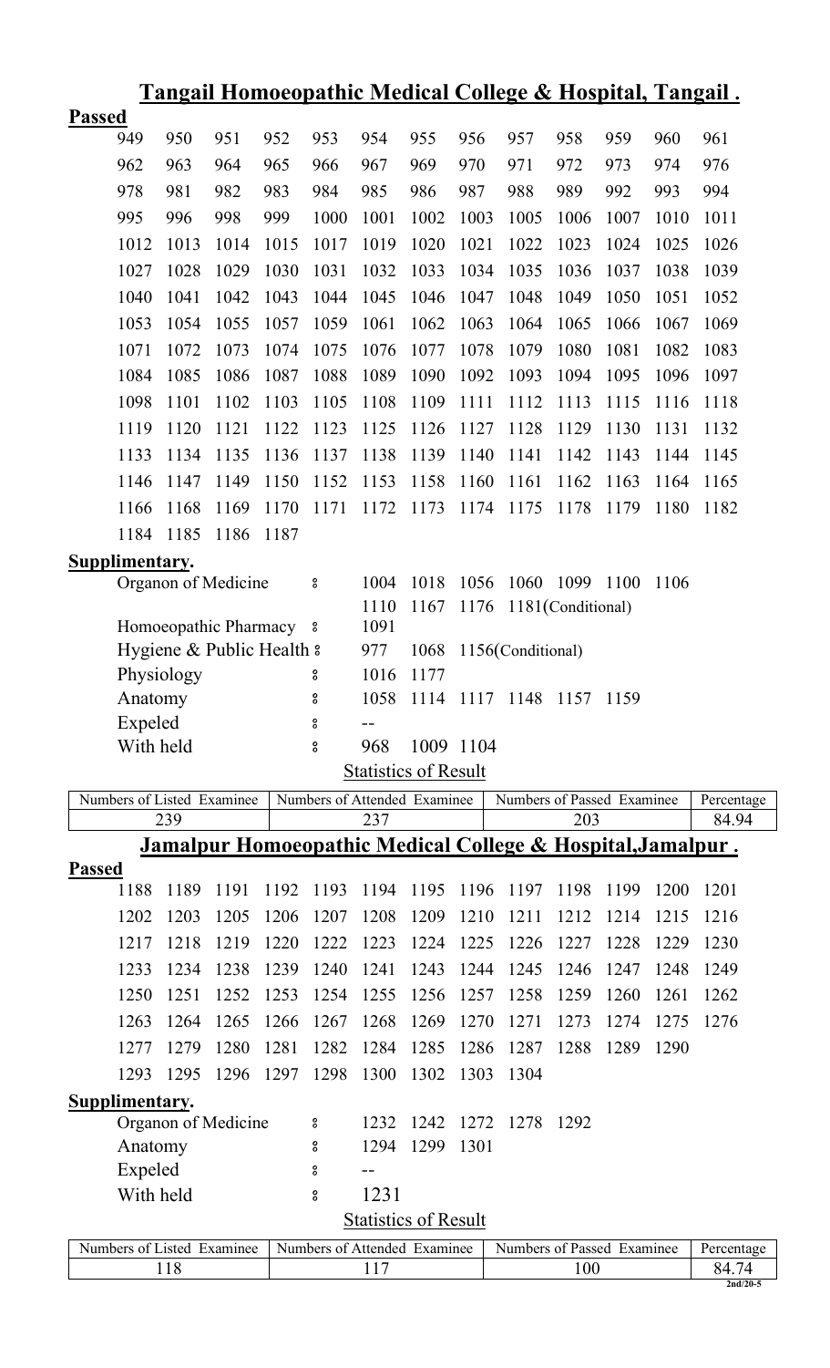## Tangail Homoeopathic Medical College & Hospital, Tangail .

**Passed**

| | | | | | | | | | | | | |
|---|---|---|---|---|---|---|---|---|---|---|---|---|
| 949 | 950 | 951 | 952 | 953 | 954 | 955 | 956 | 957 | 958 | 959 | 960 | 961 |
| 962 | 963 | 964 | 965 | 966 | 967 | 969 | 970 | 971 | 972 | 973 | 974 | 976 |
| 978 | 981 | 982 | 983 | 984 | 985 | 986 | 987 | 988 | 989 | 992 | 993 | 994 |
| 995 | 996 | 998 | 999 | 1000 | 1001 | 1002 | 1003 | 1005 | 1006 | 1007 | 1010 | 1011 |
| 1012 | 1013 | 1014 | 1015 | 1017 | 1019 | 1020 | 1021 | 1022 | 1023 | 1024 | 1025 | 1026 |
| 1027 | 1028 | 1029 | 1030 | 1031 | 1032 | 1033 | 1034 | 1035 | 1036 | 1037 | 1038 | 1039 |
| 1040 | 1041 | 1042 | 1043 | 1044 | 1045 | 1046 | 1047 | 1048 | 1049 | 1050 | 1051 | 1052 |
| 1053 | 1054 | 1055 | 1057 | 1059 | 1061 | 1062 | 1063 | 1064 | 1065 | 1066 | 1067 | 1069 |
| 1071 | 1072 | 1073 | 1074 | 1075 | 1076 | 1077 | 1078 | 1079 | 1080 | 1081 | 1082 | 1083 |
| 1084 | 1085 | 1086 | 1087 | 1088 | 1089 | 1090 | 1092 | 1093 | 1094 | 1095 | 1096 | 1097 |
| 1098 | 1101 | 1102 | 1103 | 1105 | 1108 | 1109 | 1111 | 1112 | 1113 | 1115 | 1116 | 1118 |
| 1119 | 1120 | 1121 | 1122 | 1123 | 1125 | 1126 | 1127 | 1128 | 1129 | 1130 | 1131 | 1132 |
| 1133 | 1134 | 1135 | 1136 | 1137 | 1138 | 1139 | 1140 | 1141 | 1142 | 1143 | 1144 | 1145 |
| 1146 | 1147 | 1149 | 1150 | 1152 | 1153 | 1158 | 1160 | 1161 | 1162 | 1163 | 1164 | 1165 |
| 1166 | 1168 | 1169 | 1170 | 1171 | 1172 | 1173 | 1174 | 1175 | 1178 | 1179 | 1180 | 1182 |
| 1184 | 1185 | 1186 | 1187 | | | | | | | | | |

**Supplimentary.**

- Organon of Medicine : 1004 1018 1056 1060 1099 1100 1106 1110 1167 1176 1181(Conditional)
- Homoeopathic Pharmacy : 1091
- Hygiene & Public Health : 977 1068 1156(Conditional)
- Physiology : 1016 1177
- Anatomy : 1058 1114 1117 1148 1157 1159
- Expeled : --
- With held : 968 1009 1104

**Statistics of Result**

| Numbers of Listed Examinee | Numbers of Attended Examinee | Numbers of Passed Examinee | Percentage |
|---|---|---|---|
| 239 | 237 | 203 | 84.94 |

## Jamalpur Homoeopathic Medical College & Hospital,Jamalpur .

**Passed**

| | | | | | | | | | | | | |
|---|---|---|---|---|---|---|---|---|---|---|---|---|
| 1188 | 1189 | 1191 | 1192 | 1193 | 1194 | 1195 | 1196 | 1197 | 1198 | 1199 | 1200 | 1201 |
| 1202 | 1203 | 1205 | 1206 | 1207 | 1208 | 1209 | 1210 | 1211 | 1212 | 1214 | 1215 | 1216 |
| 1217 | 1218 | 1219 | 1220 | 1222 | 1223 | 1224 | 1225 | 1226 | 1227 | 1228 | 1229 | 1230 |
| 1233 | 1234 | 1238 | 1239 | 1240 | 1241 | 1243 | 1244 | 1245 | 1246 | 1247 | 1248 | 1249 |
| 1250 | 1251 | 1252 | 1253 | 1254 | 1255 | 1256 | 1257 | 1258 | 1259 | 1260 | 1261 | 1262 |
| 1263 | 1264 | 1265 | 1266 | 1267 | 1268 | 1269 | 1270 | 1271 | 1273 | 1274 | 1275 | 1276 |
| 1277 | 1279 | 1280 | 1281 | 1282 | 1284 | 1285 | 1286 | 1287 | 1288 | 1289 | 1290 | |
| 1293 | 1295 | 1296 | 1297 | 1298 | 1300 | 1302 | 1303 | 1304 | | | | |

**Supplimentary.**

- Organon of Medicine : 1232 1242 1272 1278 1292
- Anatomy : 1294 1299 1301
- Expeled : --
- With held : 1231

**Statistics of Result**

| Numbers of Listed Examinee | Numbers of Attended Examinee | Numbers of Passed Examinee | Percentage |
|---|---|---|---|
| 118 | 117 | 100 | 84.74 |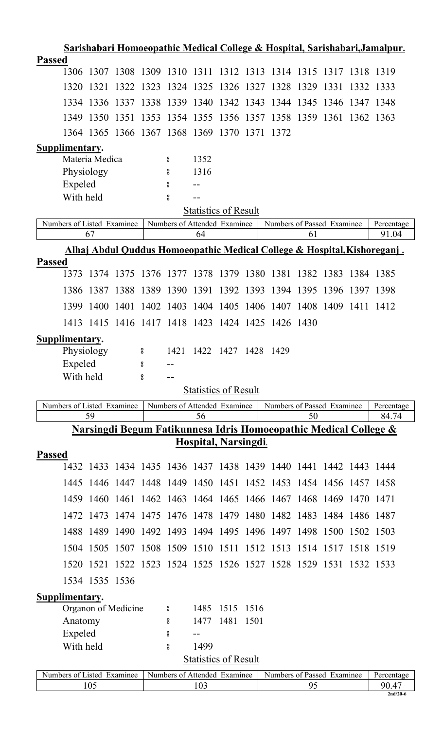## Sarishabari Homoeopathic Medical College & Hospital, Sarishabari,Jamalpur.

**Passed**

1306 1307 1308 1309 1310 1311 1312 1313 1314 1315 1317 1318 1319
1320 1321 1322 1323 1324 1325 1326 1327 1328 1329 1331 1332 1333
1334 1336 1337 1338 1339 1340 1342 1343 1344 1345 1346 1347 1348
1349 1350 1351 1353 1354 1355 1356 1357 1358 1359 1361 1362 1363
1364 1365 1366 1367 1368 1369 1370 1371 1372

**Supplimentary.**

Materia Medica ៖ 1352
Physiology ៖ 1316
Expeled ៖ --
With held ៖ --

Statistics of Result

| Numbers of Listed Examinee | Numbers of Attended Examinee | Numbers of Passed Examinee | Percentage |
|---|---|---|---|
| 67 | 64 | 61 | 91.04 |

## Alhaj Abdul Quddus Homoeopathic Medical College & Hospital,Kishoreganj .

**Passed**

1373 1374 1375 1376 1377 1378 1379 1380 1381 1382 1383 1384 1385
1386 1387 1388 1389 1390 1391 1392 1393 1394 1395 1396 1397 1398
1399 1400 1401 1402 1403 1404 1405 1406 1407 1408 1409 1411 1412
1413 1415 1416 1417 1418 1423 1424 1425 1426 1430

**Supplimentary.**

Physiology ៖ 1421 1422 1427 1428 1429
Expeled ៖ --
With held ៖ --

Statistics of Result

| Numbers of Listed Examinee | Numbers of Attended Examinee | Numbers of Passed Examinee | Percentage |
|---|---|---|---|
| 59 | 56 | 50 | 84.74 |

## Narsingdi Begum Fatikunnesa Idris Homoeopathic Medical College & Hospital, Narsingdi.

**Passed**

1432 1433 1434 1435 1436 1437 1438 1439 1440 1441 1442 1443 1444
1445 1446 1447 1448 1449 1450 1451 1452 1453 1454 1456 1457 1458
1459 1460 1461 1462 1463 1464 1465 1466 1467 1468 1469 1470 1471
1472 1473 1474 1475 1476 1478 1479 1480 1482 1483 1484 1486 1487
1488 1489 1490 1492 1493 1494 1495 1496 1497 1498 1500 1502 1503
1504 1505 1507 1508 1509 1510 1511 1512 1513 1514 1517 1518 1519
1520 1521 1522 1523 1524 1525 1526 1527 1528 1529 1531 1532 1533
1534 1535 1536

**Supplimentary.**

Organon of Medicine ៖ 1485 1515 1516
Anatomy ៖ 1477 1481 1501
Expeled ៖ --
With held ៖ 1499

Statistics of Result

| Numbers of Listed Examinee | Numbers of Attended Examinee | Numbers of Passed Examinee | Percentage |
|---|---|---|---|
| 105 | 103 | 95 | 90.47 |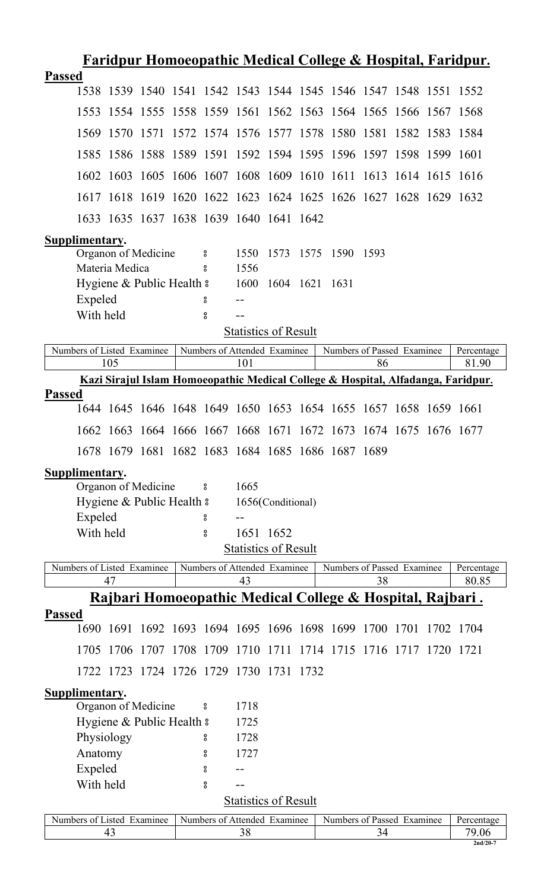## Faridpur Homoeopathic Medical College & Hospital, Faridpur.

**Passed**

1538 1539 1540 1541 1542 1543 1544 1545 1546 1547 1548 1551 1552
1553 1554 1555 1558 1559 1561 1562 1563 1564 1565 1566 1567 1568
1569 1570 1571 1572 1574 1576 1577 1578 1580 1581 1582 1583 1584
1585 1586 1588 1589 1591 1592 1594 1595 1596 1597 1598 1599 1601
1602 1603 1605 1606 1607 1608 1609 1610 1611 1613 1614 1615 1616
1617 1618 1619 1620 1622 1623 1624 1625 1626 1627 1628 1629 1632
1633 1635 1637 1638 1639 1640 1641 1642

**Supplimentary.**

Organon of Medicine း 1550 1573 1575 1590 1593
Materia Medica း 1556
Hygiene & Public Health း 1600 1604 1621 1631
Expeled း --
With held း --

Statistics of Result

| Numbers of Listed Examinee | Numbers of Attended Examinee | Numbers of Passed Examinee | Percentage |
|---|---|---|---|
| 105 | 101 | 86 | 81.90 |

## Kazi Sirajul Islam Homoeopathic Medical College & Hospital, Alfadanga, Faridpur.

**Passed**

1644 1645 1646 1648 1649 1650 1653 1654 1655 1657 1658 1659 1661
1662 1663 1664 1666 1667 1668 1671 1672 1673 1674 1675 1676 1677
1678 1679 1681 1682 1683 1684 1685 1686 1687 1689

**Supplimentary.**

Organon of Medicine း 1665
Hygiene & Public Health း 1656(Conditional)
Expeled း --
With held း 1651 1652

Statistics of Result

| Numbers of Listed Examinee | Numbers of Attended Examinee | Numbers of Passed Examinee | Percentage |
|---|---|---|---|
| 47 | 43 | 38 | 80.85 |

## Rajbari Homoeopathic Medical College & Hospital, Rajbari .

**Passed**

1690 1691 1692 1693 1694 1695 1696 1698 1699 1700 1701 1702 1704
1705 1706 1707 1708 1709 1710 1711 1714 1715 1716 1717 1720 1721
1722 1723 1724 1726 1729 1730 1731 1732

**Supplimentary.**

Organon of Medicine း 1718
Hygiene & Public Health း 1725
Physiology း 1728
Anatomy း 1727
Expeled း --
With held း --

Statistics of Result

| Numbers of Listed Examinee | Numbers of Attended Examinee | Numbers of Passed Examinee | Percentage |
|---|---|---|---|
| 43 | 38 | 34 | 79.06 |

2nd/20-7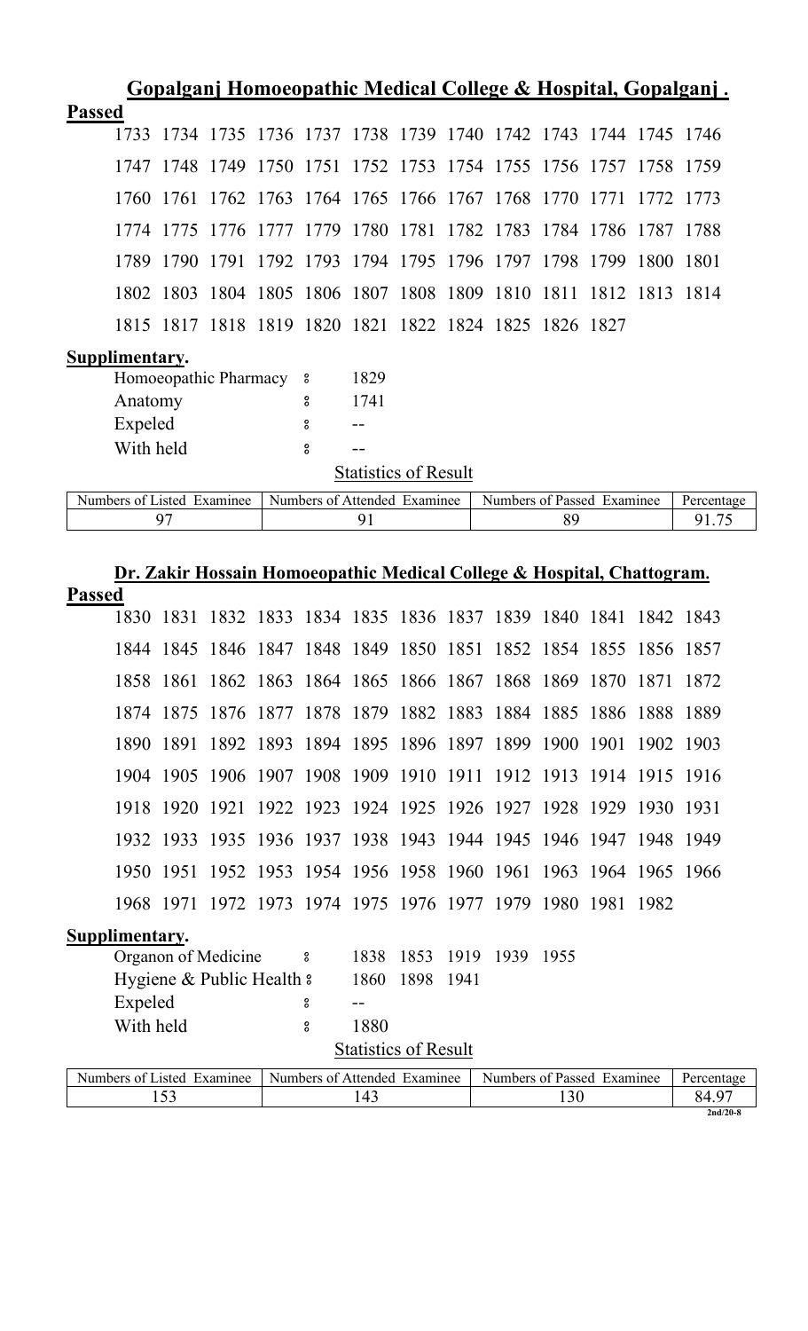## Gopalganj Homoeopathic Medical College & Hospital, Gopalganj .

**Passed**

1733 1734 1735 1736 1737 1738 1739 1740 1742 1743 1744 1745 1746

1747 1748 1749 1750 1751 1752 1753 1754 1755 1756 1757 1758 1759

1760 1761 1762 1763 1764 1765 1766 1767 1768 1770 1771 1772 1773

1774 1775 1776 1777 1779 1780 1781 1782 1783 1784 1786 1787 1788

1789 1790 1791 1792 1793 1794 1795 1796 1797 1798 1799 1800 1801

1802 1803 1804 1805 1806 1807 1808 1809 1810 1811 1812 1813 1814

1815 1817 1818 1819 1820 1821 1822 1824 1825 1826 1827

**Supplimentary.**

Homoeopathic Pharmacy ঃ 1829

Anatomy ঃ 1741

Expeled ঃ --

With held ঃ --

Statistics of Result

| Numbers of Listed Examinee | Numbers of Attended Examinee | Numbers of Passed Examinee | Percentage |
|---|---|---|---|
| 97 | 91 | 89 | 91.75 |

## Dr. Zakir Hossain Homoeopathic Medical College & Hospital, Chattogram.

**Passed**

1830 1831 1832 1833 1834 1835 1836 1837 1839 1840 1841 1842 1843

1844 1845 1846 1847 1848 1849 1850 1851 1852 1854 1855 1856 1857

1858 1861 1862 1863 1864 1865 1866 1867 1868 1869 1870 1871 1872

1874 1875 1876 1877 1878 1879 1882 1883 1884 1885 1886 1888 1889

1890 1891 1892 1893 1894 1895 1896 1897 1899 1900 1901 1902 1903

1904 1905 1906 1907 1908 1909 1910 1911 1912 1913 1914 1915 1916

1918 1920 1921 1922 1923 1924 1925 1926 1927 1928 1929 1930 1931

1932 1933 1935 1936 1937 1938 1943 1944 1945 1946 1947 1948 1949

1950 1951 1952 1953 1954 1956 1958 1960 1961 1963 1964 1965 1966

1968 1971 1972 1973 1974 1975 1976 1977 1979 1980 1981 1982

**Supplimentary.**

Organon of Medicine ঃ 1838 1853 1919 1939 1955

Hygiene & Public Health ঃ 1860 1898 1941

Expeled ঃ --

With held ঃ 1880

Statistics of Result

| Numbers of Listed Examinee | Numbers of Attended Examinee | Numbers of Passed Examinee | Percentage |
|---|---|---|---|
| 153 | 143 | 130 | 84.97 |

2nd/20-8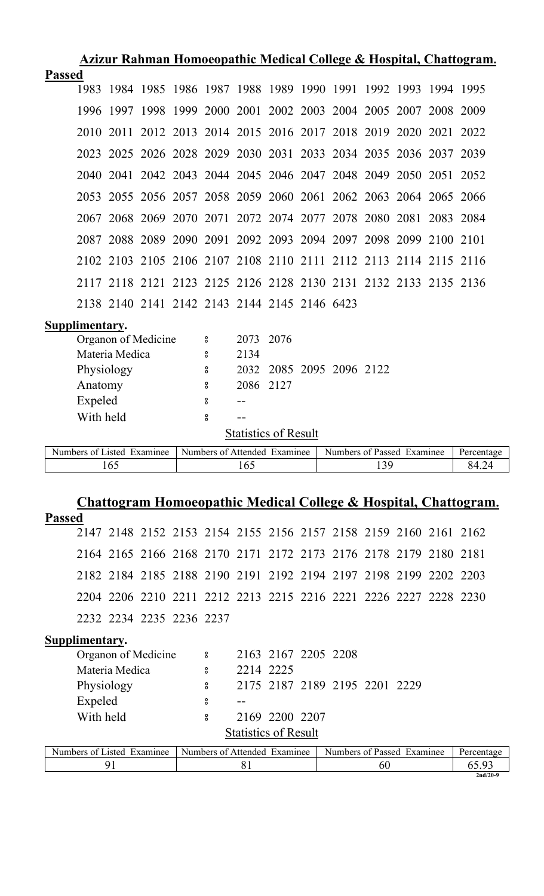## Azizur Rahman Homoeopathic Medical College & Hospital, Chattogram.

**Passed**

1983 1984 1985 1986 1987 1988 1989 1990 1991 1992 1993 1994 1995
1996 1997 1998 1999 2000 2001 2002 2003 2004 2005 2007 2008 2009
2010 2011 2012 2013 2014 2015 2016 2017 2018 2019 2020 2021 2022
2023 2025 2026 2028 2029 2030 2031 2033 2034 2035 2036 2037 2039
2040 2041 2042 2043 2044 2045 2046 2047 2048 2049 2050 2051 2052
2053 2055 2056 2057 2058 2059 2060 2061 2062 2063 2064 2065 2066
2067 2068 2069 2070 2071 2072 2074 2077 2078 2080 2081 2083 2084
2087 2088 2089 2090 2091 2092 2093 2094 2097 2098 2099 2100 2101
2102 2103 2105 2106 2107 2108 2110 2111 2112 2113 2114 2115 2116
2117 2118 2121 2123 2125 2126 2128 2130 2131 2132 2133 2135 2136
2138 2140 2141 2142 2143 2144 2145 2146 6423

**Supplimentary.**

Organon of Medicine : 2073 2076
Materia Medica : 2134
Physiology : 2032 2085 2095 2096 2122
Anatomy : 2086 2127
Expeled : --
With held : --

Statistics of Result

| Numbers of Listed Examinee | Numbers of Attended Examinee | Numbers of Passed Examinee | Percentage |
|---|---|---|---|
| 165 | 165 | 139 | 84.24 |

## Chattogram Homoeopathic Medical College & Hospital, Chattogram.

**Passed**

2147 2148 2152 2153 2154 2155 2156 2157 2158 2159 2160 2161 2162
2164 2165 2166 2168 2170 2171 2172 2173 2176 2178 2179 2180 2181
2182 2184 2185 2188 2190 2191 2192 2194 2197 2198 2199 2202 2203
2204 2206 2210 2211 2212 2213 2215 2216 2221 2226 2227 2228 2230
2232 2234 2235 2236 2237

**Supplimentary.**

Organon of Medicine : 2163 2167 2205 2208
Materia Medica : 2214 2225
Physiology : 2175 2187 2189 2195 2201 2229
Expeled : --
With held : 2169 2200 2207

Statistics of Result

| Numbers of Listed Examinee | Numbers of Attended Examinee | Numbers of Passed Examinee | Percentage |
|---|---|---|---|
| 91 | 81 | 60 | 65.93 |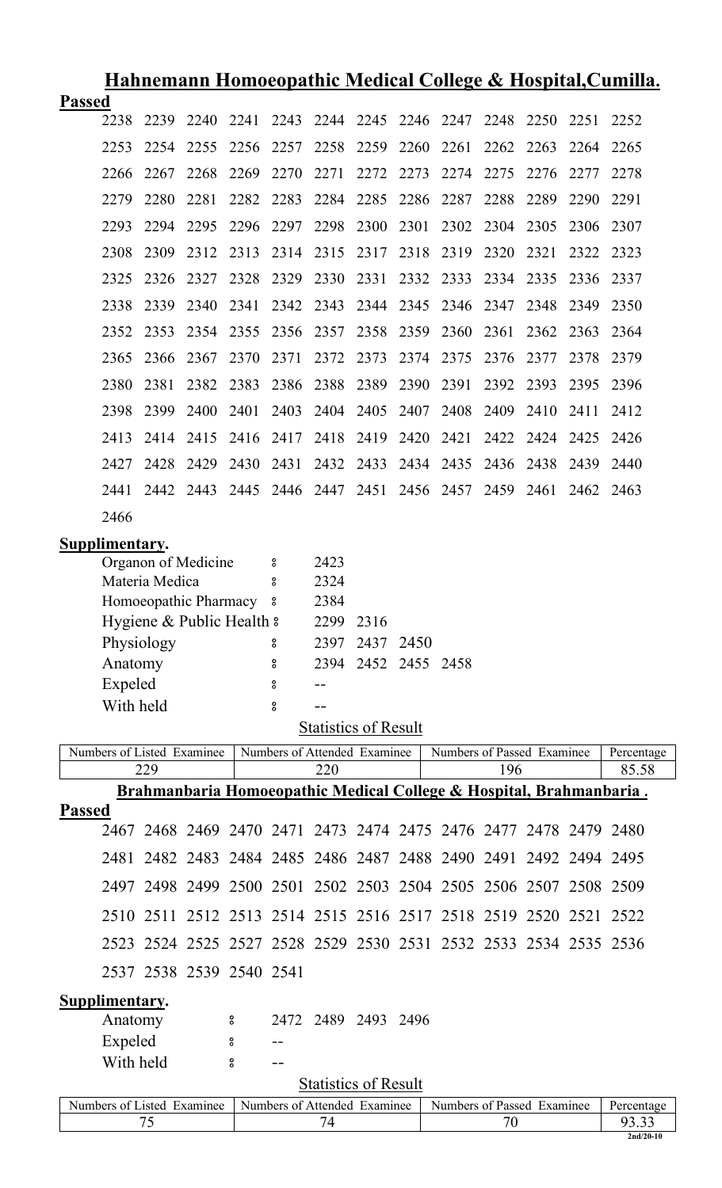## Hahnemann Homoeopathic Medical College & Hospital,Cumilla.

**Passed**

2238 2239 2240 2241 2243 2244 2245 2246 2247 2248 2250 2251 2252
2253 2254 2255 2256 2257 2258 2259 2260 2261 2262 2263 2264 2265
2266 2267 2268 2269 2270 2271 2272 2273 2274 2275 2276 2277 2278
2279 2280 2281 2282 2283 2284 2285 2286 2287 2288 2289 2290 2291
2293 2294 2295 2296 2297 2298 2300 2301 2302 2304 2305 2306 2307
2308 2309 2312 2313 2314 2315 2317 2318 2319 2320 2321 2322 2323
2325 2326 2327 2328 2329 2330 2331 2332 2333 2334 2335 2336 2337
2338 2339 2340 2341 2342 2343 2344 2345 2346 2347 2348 2349 2350
2352 2353 2354 2355 2356 2357 2358 2359 2360 2361 2362 2363 2364
2365 2366 2367 2370 2371 2372 2373 2374 2375 2376 2377 2378 2379
2380 2381 2382 2383 2386 2388 2389 2390 2391 2392 2393 2395 2396
2398 2399 2400 2401 2403 2404 2405 2407 2408 2409 2410 2411 2412
2413 2414 2415 2416 2417 2418 2419 2420 2421 2422 2424 2425 2426
2427 2428 2429 2430 2431 2432 2433 2434 2435 2436 2438 2439 2440
2441 2442 2443 2445 2446 2447 2451 2456 2457 2459 2461 2462 2463
2466

**Supplimentary.**

Organon of Medicine : 2423
Materia Medica : 2324
Homoeopathic Pharmacy : 2384
Hygiene & Public Health : 2299 2316
Physiology : 2397 2437 2450
Anatomy : 2394 2452 2455 2458
Expeled : --
With held : --

Statistics of Result

| Numbers of Listed Examinee | Numbers of Attended Examinee | Numbers of Passed Examinee | Percentage |
|---|---|---|---|
| 229 | 220 | 196 | 85.58 |

## Brahmanbaria Homoeopathic Medical College & Hospital, Brahmanbaria .

**Passed**

2467 2468 2469 2470 2471 2473 2474 2475 2476 2477 2478 2479 2480
2481 2482 2483 2484 2485 2486 2487 2488 2490 2491 2492 2494 2495
2497 2498 2499 2500 2501 2502 2503 2504 2505 2506 2507 2508 2509
2510 2511 2512 2513 2514 2515 2516 2517 2518 2519 2520 2521 2522
2523 2524 2525 2527 2528 2529 2530 2531 2532 2533 2534 2535 2536
2537 2538 2539 2540 2541

**Supplimentary.**

Anatomy : 2472 2489 2493 2496
Expeled : --
With held : --

Statistics of Result

| Numbers of Listed Examinee | Numbers of Attended Examinee | Numbers of Passed Examinee | Percentage |
|---|---|---|---|
| 75 | 74 | 70 | 93.33 |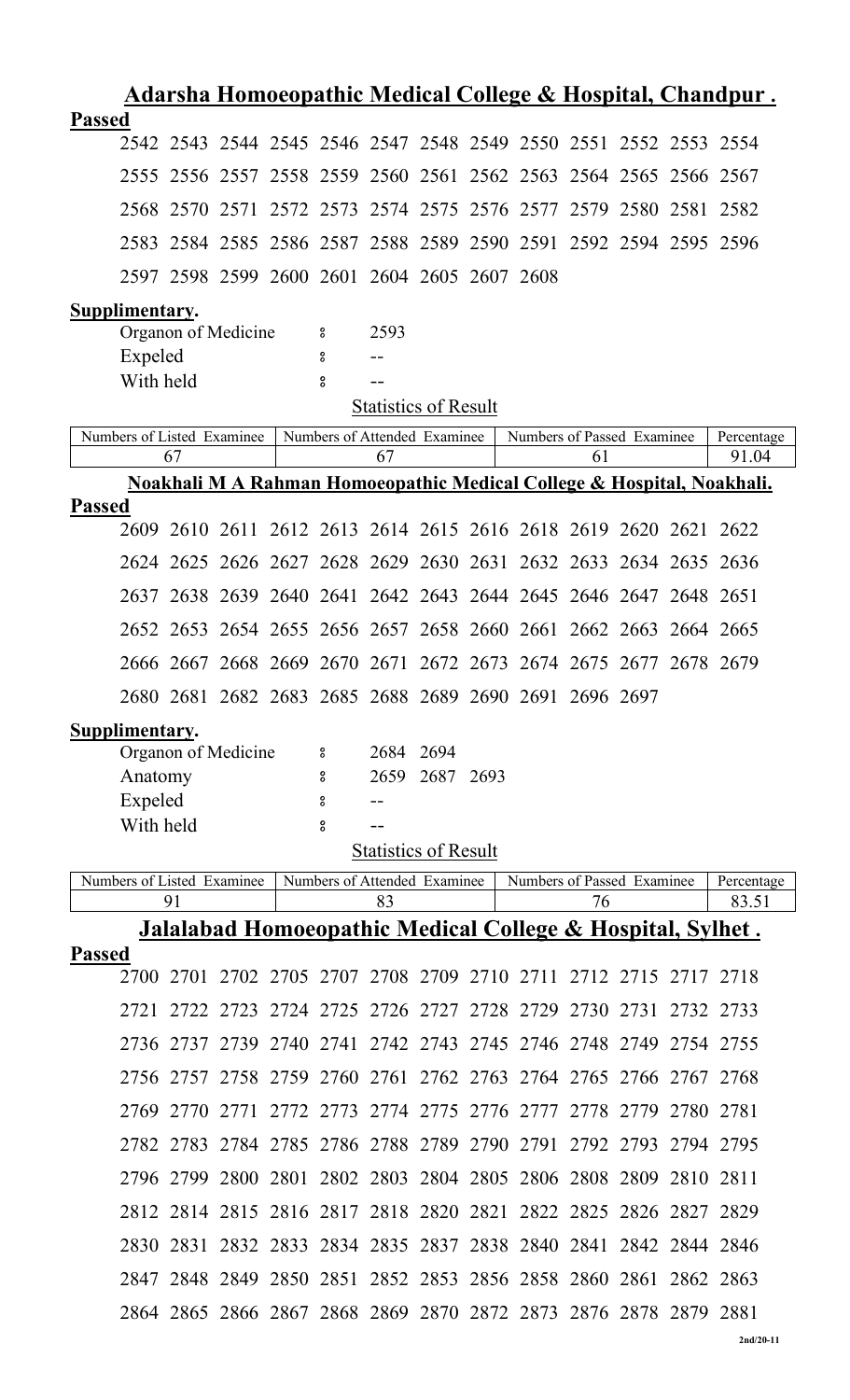## Adarsha Homoeopathic Medical College & Hospital, Chandpur .

**Passed**

2542 2543 2544 2545 2546 2547 2548 2549 2550 2551 2552 2553 2554
2555 2556 2557 2558 2559 2560 2561 2562 2563 2564 2565 2566 2567
2568 2570 2571 2572 2573 2574 2575 2576 2577 2579 2580 2581 2582
2583 2584 2585 2586 2587 2588 2589 2590 2591 2592 2594 2595 2596
2597 2598 2599 2600 2601 2604 2605 2607 2608

**Supplimentary.**

Organon of Medicine ः 2593
Expeled ः --
With held ः --

Statistics of Result

| Numbers of Listed Examinee | Numbers of Attended Examinee | Numbers of Passed Examinee | Percentage |
|---|---|---|---|
| 67 | 67 | 61 | 91.04 |

## Noakhali M A Rahman Homoeopathic Medical College & Hospital, Noakhali.

**Passed**

2609 2610 2611 2612 2613 2614 2615 2616 2618 2619 2620 2621 2622
2624 2625 2626 2627 2628 2629 2630 2631 2632 2633 2634 2635 2636
2637 2638 2639 2640 2641 2642 2643 2644 2645 2646 2647 2648 2651
2652 2653 2654 2655 2656 2657 2658 2660 2661 2662 2663 2664 2665
2666 2667 2668 2669 2670 2671 2672 2673 2674 2675 2677 2678 2679
2680 2681 2682 2683 2685 2688 2689 2690 2691 2696 2697

**Supplimentary.**

Organon of Medicine ः 2684 2694
Anatomy ः 2659 2687 2693
Expeled ः --
With held ः --

Statistics of Result

| Numbers of Listed Examinee | Numbers of Attended Examinee | Numbers of Passed Examinee | Percentage |
|---|---|---|---|
| 91 | 83 | 76 | 83.51 |

## Jalalabad Homoeopathic Medical College & Hospital, Sylhet .

**Passed**

2700 2701 2702 2705 2707 2708 2709 2710 2711 2712 2715 2717 2718
2721 2722 2723 2724 2725 2726 2727 2728 2729 2730 2731 2732 2733
2736 2737 2739 2740 2741 2742 2743 2745 2746 2748 2749 2754 2755
2756 2757 2758 2759 2760 2761 2762 2763 2764 2765 2766 2767 2768
2769 2770 2771 2772 2773 2774 2775 2776 2777 2778 2779 2780 2781
2782 2783 2784 2785 2786 2788 2789 2790 2791 2792 2793 2794 2795
2796 2799 2800 2801 2802 2803 2804 2805 2806 2808 2809 2810 2811
2812 2814 2815 2816 2817 2818 2820 2821 2822 2825 2826 2827 2829
2830 2831 2832 2833 2834 2835 2837 2838 2840 2841 2842 2844 2846
2847 2848 2849 2850 2851 2852 2853 2856 2858 2860 2861 2862 2863
2864 2865 2866 2867 2868 2869 2870 2872 2873 2876 2878 2879 2881

2nd/20-11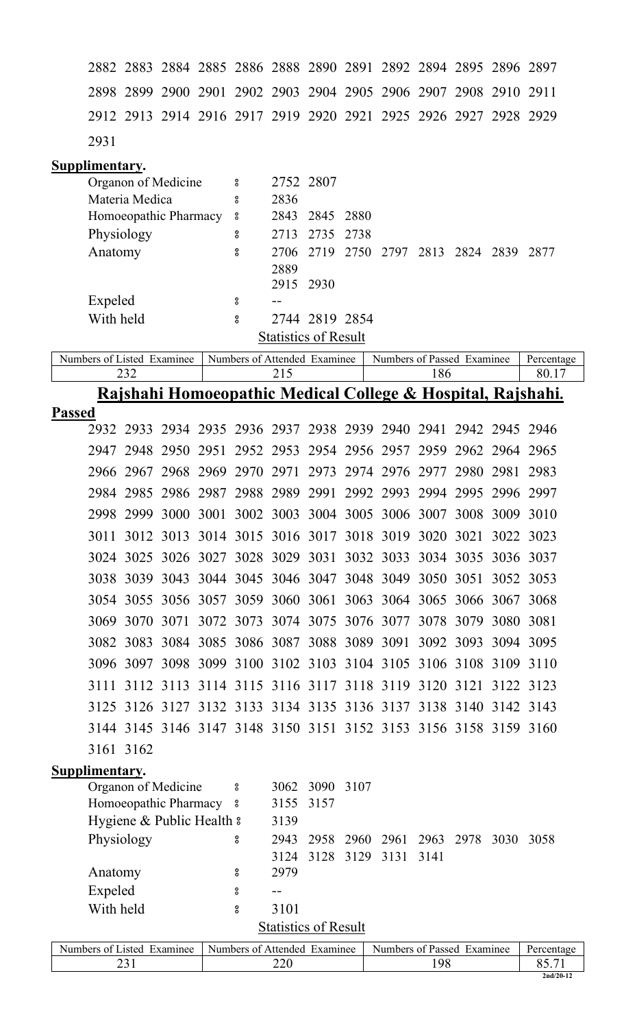2882 2883 2884 2885 2886 2888 2890 2891 2892 2894 2895 2896 2897
2898 2899 2900 2901 2902 2903 2904 2905 2906 2907 2908 2910 2911
2912 2913 2914 2916 2917 2919 2920 2921 2925 2926 2927 2928 2929
2931

**Supplimentary.**

| | | |
|---|---|---|
| Organon of Medicine | ঃ | 2752 2807 |
| Materia Medica | ঃ | 2836 |
| Homoeopathic Pharmacy | ঃ | 2843 2845 2880 |
| Physiology | ঃ | 2713 2735 2738 |
| Anatomy | ঃ | 2706 2719 2750 2797 2813 2824 2839 2877 2889 2915 2930 |
| Expeled | ঃ | -- |
| With held | ঃ | 2744 2819 2854 |

Statistics of Result

| Numbers of Listed Examinee | Numbers of Attended Examinee | Numbers of Passed Examinee | Percentage |
|---|---|---|---|
| 232 | 215 | 186 | 80.17 |

## Rajshahi Homoeopathic Medical College & Hospital, Rajshahi.

**Passed**

2932 2933 2934 2935 2936 2937 2938 2939 2940 2941 2942 2945 2946
2947 2948 2950 2951 2952 2953 2954 2956 2957 2959 2962 2964 2965
2966 2967 2968 2969 2970 2971 2973 2974 2976 2977 2980 2981 2983
2984 2985 2986 2987 2988 2989 2991 2992 2993 2994 2995 2996 2997
2998 2999 3000 3001 3002 3003 3004 3005 3006 3007 3008 3009 3010
3011 3012 3013 3014 3015 3016 3017 3018 3019 3020 3021 3022 3023
3024 3025 3026 3027 3028 3029 3031 3032 3033 3034 3035 3036 3037
3038 3039 3043 3044 3045 3046 3047 3048 3049 3050 3051 3052 3053
3054 3055 3056 3057 3059 3060 3061 3063 3064 3065 3066 3067 3068
3069 3070 3071 3072 3073 3074 3075 3076 3077 3078 3079 3080 3081
3082 3083 3084 3085 3086 3087 3088 3089 3091 3092 3093 3094 3095
3096 3097 3098 3099 3100 3102 3103 3104 3105 3106 3108 3109 3110
3111 3112 3113 3114 3115 3116 3117 3118 3119 3120 3121 3122 3123
3125 3126 3127 3132 3133 3134 3135 3136 3137 3138 3140 3142 3143
3144 3145 3146 3147 3148 3150 3151 3152 3153 3156 3158 3159 3160
3161 3162

**Supplimentary.**

| | | |
|---|---|---|
| Organon of Medicine | ঃ | 3062 3090 3107 |
| Homoeopathic Pharmacy | ঃ | 3155 3157 |
| Hygiene & Public Health | ঃ | 3139 |
| Physiology | ঃ | 2943 2958 2960 2961 2963 2978 3030 3058 3124 3128 3129 3131 3141 |
| Anatomy | ঃ | 2979 |
| Expeled | ঃ | -- |
| With held | ঃ | 3101 |

Statistics of Result

| Numbers of Listed Examinee | Numbers of Attended Examinee | Numbers of Passed Examinee | Percentage |
|---|---|---|---|
| 231 | 220 | 198 | 85.71 |

2nd/20-12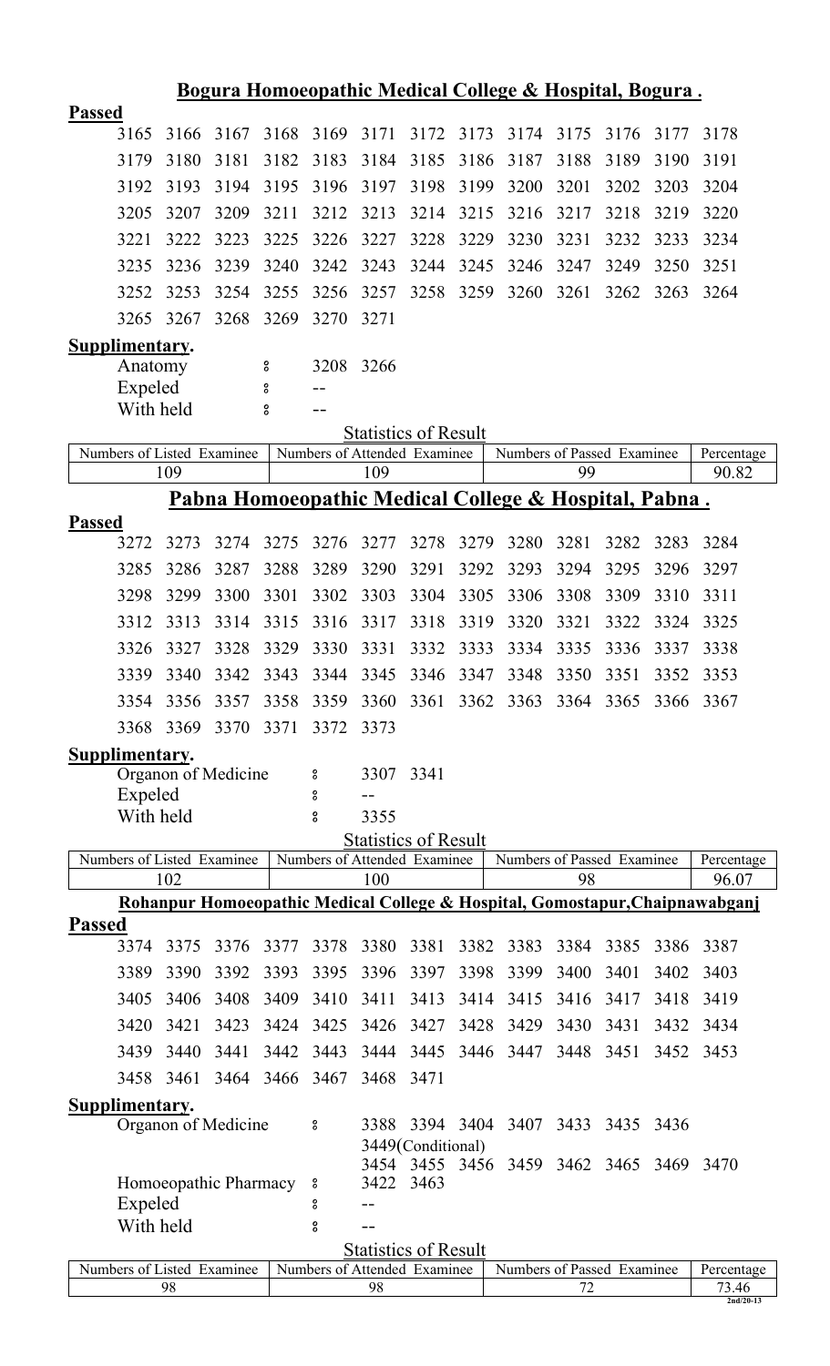## Bogura Homoeopathic Medical College & Hospital, Bogura .

**Passed**

| | | | | | | | | | | | | |
|---|---|---|---|---|---|---|---|---|---|---|---|---|
| 3165 | 3166 | 3167 | 3168 | 3169 | 3171 | 3172 | 3173 | 3174 | 3175 | 3176 | 3177 | 3178 |
| 3179 | 3180 | 3181 | 3182 | 3183 | 3184 | 3185 | 3186 | 3187 | 3188 | 3189 | 3190 | 3191 |
| 3192 | 3193 | 3194 | 3195 | 3196 | 3197 | 3198 | 3199 | 3200 | 3201 | 3202 | 3203 | 3204 |
| 3205 | 3207 | 3209 | 3211 | 3212 | 3213 | 3214 | 3215 | 3216 | 3217 | 3218 | 3219 | 3220 |
| 3221 | 3222 | 3223 | 3225 | 3226 | 3227 | 3228 | 3229 | 3230 | 3231 | 3232 | 3233 | 3234 |
| 3235 | 3236 | 3239 | 3240 | 3242 | 3243 | 3244 | 3245 | 3246 | 3247 | 3249 | 3250 | 3251 |
| 3252 | 3253 | 3254 | 3255 | 3256 | 3257 | 3258 | 3259 | 3260 | 3261 | 3262 | 3263 | 3264 |
| 3265 | 3267 | 3268 | 3269 | 3270 | 3271 | | | | | | | |

**Supplimentary.**

Anatomy : 3208 3266

Expeled : --

With held : --

Statistics of Result

| Numbers of Listed Examinee | Numbers of Attended Examinee | Numbers of Passed Examinee | Percentage |
|---|---|---|---|
| 109 | 109 | 99 | 90.82 |

## Pabna Homoeopathic Medical College & Hospital, Pabna .

**Passed**

| | | | | | | | | | | | | |
|---|---|---|---|---|---|---|---|---|---|---|---|---|
| 3272 | 3273 | 3274 | 3275 | 3276 | 3277 | 3278 | 3279 | 3280 | 3281 | 3282 | 3283 | 3284 |
| 3285 | 3286 | 3287 | 3288 | 3289 | 3290 | 3291 | 3292 | 3293 | 3294 | 3295 | 3296 | 3297 |
| 3298 | 3299 | 3300 | 3301 | 3302 | 3303 | 3304 | 3305 | 3306 | 3308 | 3309 | 3310 | 3311 |
| 3312 | 3313 | 3314 | 3315 | 3316 | 3317 | 3318 | 3319 | 3320 | 3321 | 3322 | 3324 | 3325 |
| 3326 | 3327 | 3328 | 3329 | 3330 | 3331 | 3332 | 3333 | 3334 | 3335 | 3336 | 3337 | 3338 |
| 3339 | 3340 | 3342 | 3343 | 3344 | 3345 | 3346 | 3347 | 3348 | 3350 | 3351 | 3352 | 3353 |
| 3354 | 3356 | 3357 | 3358 | 3359 | 3360 | 3361 | 3362 | 3363 | 3364 | 3365 | 3366 | 3367 |
| 3368 | 3369 | 3370 | 3371 | 3372 | 3373 | | | | | | | |

**Supplimentary.**

Organon of Medicine : 3307 3341

Expeled : --

With held : 3355

Statistics of Result

| Numbers of Listed Examinee | Numbers of Attended Examinee | Numbers of Passed Examinee | Percentage |
|---|---|---|---|
| 102 | 100 | 98 | 96.07 |

## Rohanpur Homoeopathic Medical College & Hospital, Gomostapur,Chaipnawabganj

**Passed**

| | | | | | | | | | | | | |
|---|---|---|---|---|---|---|---|---|---|---|---|---|
| 3374 | 3375 | 3376 | 3377 | 3378 | 3380 | 3381 | 3382 | 3383 | 3384 | 3385 | 3386 | 3387 |
| 3389 | 3390 | 3392 | 3393 | 3395 | 3396 | 3397 | 3398 | 3399 | 3400 | 3401 | 3402 | 3403 |
| 3405 | 3406 | 3408 | 3409 | 3410 | 3411 | 3413 | 3414 | 3415 | 3416 | 3417 | 3418 | 3419 |
| 3420 | 3421 | 3423 | 3424 | 3425 | 3426 | 3427 | 3428 | 3429 | 3430 | 3431 | 3432 | 3434 |
| 3439 | 3440 | 3441 | 3442 | 3443 | 3444 | 3445 | 3446 | 3447 | 3448 | 3451 | 3452 | 3453 |
| 3458 | 3461 | 3464 | 3466 | 3467 | 3468 | 3471 | | | | | | |

**Supplimentary.**

Organon of Medicine : 3388 3394 3404 3407 3433 3435 3436 3449(Conditional) 3454 3455 3456 3459 3462 3465 3469 3470

Homoeopathic Pharmacy : 3422 3463

Expeled : --

With held : --

Statistics of Result

| Numbers of Listed Examinee | Numbers of Attended Examinee | Numbers of Passed Examinee | Percentage |
|---|---|---|---|
| 98 | 98 | 72 | 73.46 |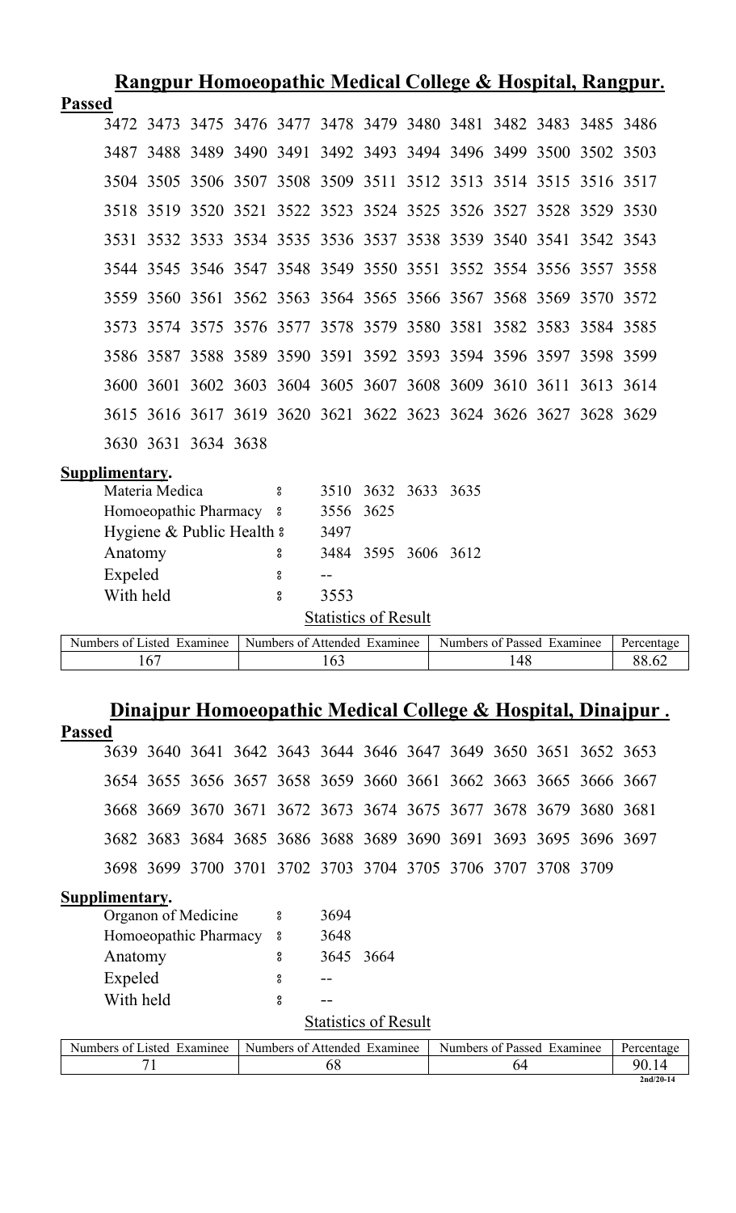## Rangpur Homoeopathic Medical College & Hospital, Rangpur.

**Passed**

3472 3473 3475 3476 3477 3478 3479 3480 3481 3482 3483 3485 3486

3487 3488 3489 3490 3491 3492 3493 3494 3496 3499 3500 3502 3503

3504 3505 3506 3507 3508 3509 3511 3512 3513 3514 3515 3516 3517

3518 3519 3520 3521 3522 3523 3524 3525 3526 3527 3528 3529 3530

3531 3532 3533 3534 3535 3536 3537 3538 3539 3540 3541 3542 3543

3544 3545 3546 3547 3548 3549 3550 3551 3552 3554 3556 3557 3558

3559 3560 3561 3562 3563 3564 3565 3566 3567 3568 3569 3570 3572

3573 3574 3575 3576 3577 3578 3579 3580 3581 3582 3583 3584 3585

3586 3587 3588 3589 3590 3591 3592 3593 3594 3596 3597 3598 3599

3600 3601 3602 3603 3604 3605 3607 3608 3609 3610 3611 3613 3614

3615 3616 3617 3619 3620 3621 3622 3623 3624 3626 3627 3628 3629

3630 3631 3634 3638

**Supplimentary.**

Materia Medica ঃ 3510 3632 3633 3635

Homoeopathic Pharmacy ঃ 3556 3625

Hygiene & Public Health ঃ 3497

Anatomy ঃ 3484 3595 3606 3612

Expeled ঃ --

With held ঃ 3553

Statistics of Result

| Numbers of Listed Examinee | Numbers of Attended Examinee | Numbers of Passed Examinee | Percentage |
|---|---|---|---|
| 167 | 163 | 148 | 88.62 |

## Dinajpur Homoeopathic Medical College & Hospital, Dinajpur .

**Passed**

3639 3640 3641 3642 3643 3644 3646 3647 3649 3650 3651 3652 3653

3654 3655 3656 3657 3658 3659 3660 3661 3662 3663 3665 3666 3667

3668 3669 3670 3671 3672 3673 3674 3675 3677 3678 3679 3680 3681

3682 3683 3684 3685 3686 3688 3689 3690 3691 3693 3695 3696 3697

3698 3699 3700 3701 3702 3703 3704 3705 3706 3707 3708 3709

**Supplimentary.**

Organon of Medicine ঃ 3694

Homoeopathic Pharmacy ঃ 3648

Anatomy ঃ 3645 3664

Expeled ঃ --

With held ঃ --

Statistics of Result

| Numbers of Listed Examinee | Numbers of Attended Examinee | Numbers of Passed Examinee | Percentage |
|---|---|---|---|
| 71 | 68 | 64 | 90.14 |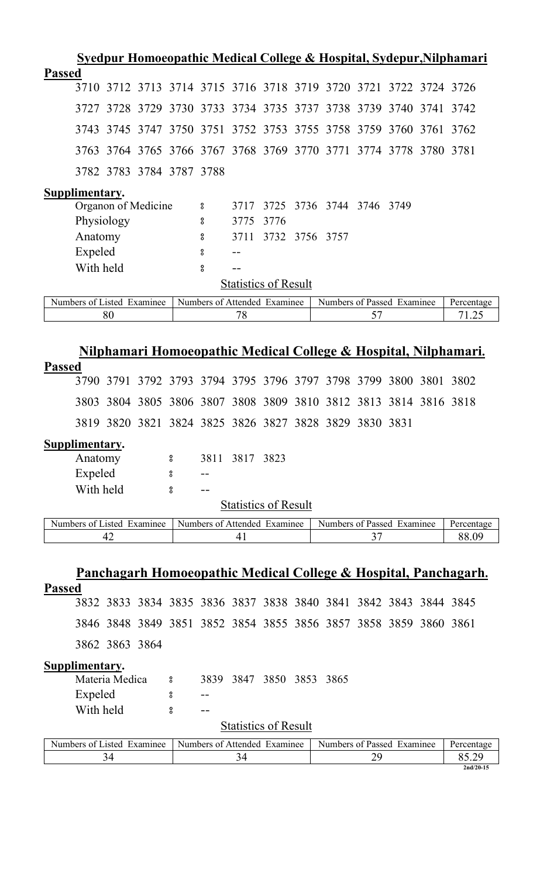## Syedpur Homoeopathic Medical College & Hospital, Sydepur,Nilphamari

**Passed**

3710 3712 3713 3714 3715 3716 3718 3719 3720 3721 3722 3724 3726

3727 3728 3729 3730 3733 3734 3735 3737 3738 3739 3740 3741 3742

3743 3745 3747 3750 3751 3752 3753 3755 3758 3759 3760 3761 3762

3763 3764 3765 3766 3767 3768 3769 3770 3771 3774 3778 3780 3781

3782 3783 3784 3787 3788

**Supplimentary.**

Organon of Medicine ঃ 3717 3725 3736 3744 3746 3749

Physiology ঃ 3775 3776

Anatomy ঃ 3711 3732 3756 3757

Expeled ঃ --

With held ঃ --

Statistics of Result

| Numbers of Listed Examinee | Numbers of Attended Examinee | Numbers of Passed Examinee | Percentage |
|---|---|---|---|
| 80 | 78 | 57 | 71.25 |

## Nilphamari Homoeopathic Medical College & Hospital, Nilphamari.

**Passed**

3790 3791 3792 3793 3794 3795 3796 3797 3798 3799 3800 3801 3802

3803 3804 3805 3806 3807 3808 3809 3810 3812 3813 3814 3816 3818

3819 3820 3821 3824 3825 3826 3827 3828 3829 3830 3831

**Supplimentary.**

Anatomy ঃ 3811 3817 3823

Expeled ঃ --

With held ঃ --

Statistics of Result

| Numbers of Listed Examinee | Numbers of Attended Examinee | Numbers of Passed Examinee | Percentage |
|---|---|---|---|
| 42 | 41 | 37 | 88.09 |

## Panchagarh Homoeopathic Medical College & Hospital, Panchagarh.

**Passed**

3832 3833 3834 3835 3836 3837 3838 3840 3841 3842 3843 3844 3845

3846 3848 3849 3851 3852 3854 3855 3856 3857 3858 3859 3860 3861

3862 3863 3864

**Supplimentary.**

Materia Medica ঃ 3839 3847 3850 3853 3865

Expeled ঃ --

With held ঃ --

Statistics of Result

| Numbers of Listed Examinee | Numbers of Attended Examinee | Numbers of Passed Examinee | Percentage |
|---|---|---|---|
| 34 | 34 | 29 | 85.29 |

2nd/20-15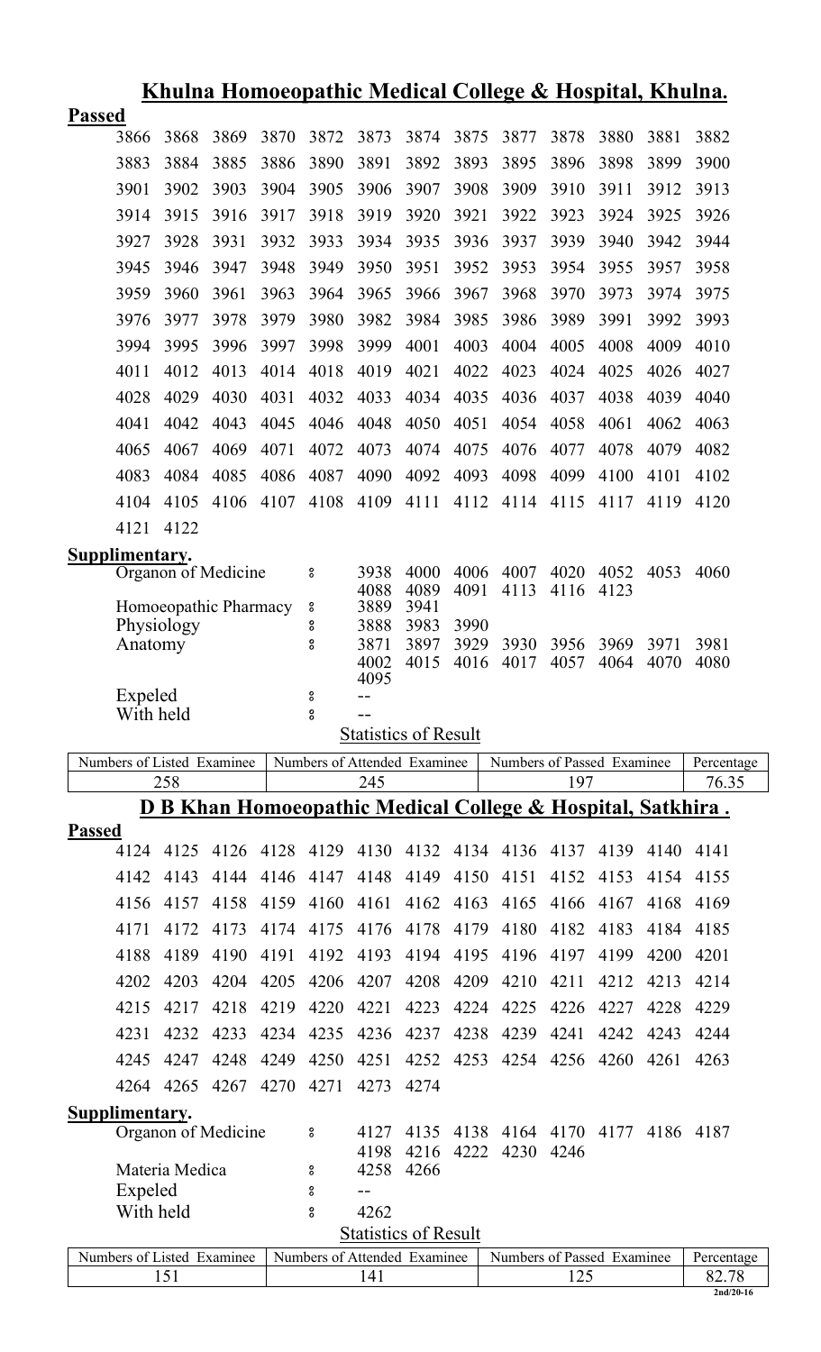## Khulna Homoeopathic Medical College & Hospital, Khulna.

**Passed**

| | | | | | | | | | | | | |
|---|---|---|---|---|---|---|---|---|---|---|---|---|
| 3866 | 3868 | 3869 | 3870 | 3872 | 3873 | 3874 | 3875 | 3877 | 3878 | 3880 | 3881 | 3882 |
| 3883 | 3884 | 3885 | 3886 | 3890 | 3891 | 3892 | 3893 | 3895 | 3896 | 3898 | 3899 | 3900 |
| 3901 | 3902 | 3903 | 3904 | 3905 | 3906 | 3907 | 3908 | 3909 | 3910 | 3911 | 3912 | 3913 |
| 3914 | 3915 | 3916 | 3917 | 3918 | 3919 | 3920 | 3921 | 3922 | 3923 | 3924 | 3925 | 3926 |
| 3927 | 3928 | 3931 | 3932 | 3933 | 3934 | 3935 | 3936 | 3937 | 3939 | 3940 | 3942 | 3944 |
| 3945 | 3946 | 3947 | 3948 | 3949 | 3950 | 3951 | 3952 | 3953 | 3954 | 3955 | 3957 | 3958 |
| 3959 | 3960 | 3961 | 3963 | 3964 | 3965 | 3966 | 3967 | 3968 | 3970 | 3973 | 3974 | 3975 |
| 3976 | 3977 | 3978 | 3979 | 3980 | 3982 | 3984 | 3985 | 3986 | 3989 | 3991 | 3992 | 3993 |
| 3994 | 3995 | 3996 | 3997 | 3998 | 3999 | 4001 | 4003 | 4004 | 4005 | 4008 | 4009 | 4010 |
| 4011 | 4012 | 4013 | 4014 | 4018 | 4019 | 4021 | 4022 | 4023 | 4024 | 4025 | 4026 | 4027 |
| 4028 | 4029 | 4030 | 4031 | 4032 | 4033 | 4034 | 4035 | 4036 | 4037 | 4038 | 4039 | 4040 |
| 4041 | 4042 | 4043 | 4045 | 4046 | 4048 | 4050 | 4051 | 4054 | 4058 | 4061 | 4062 | 4063 |
| 4065 | 4067 | 4069 | 4071 | 4072 | 4073 | 4074 | 4075 | 4076 | 4077 | 4078 | 4079 | 4082 |
| 4083 | 4084 | 4085 | 4086 | 4087 | 4090 | 4092 | 4093 | 4098 | 4099 | 4100 | 4101 | 4102 |
| 4104 | 4105 | 4106 | 4107 | 4108 | 4109 | 4111 | 4112 | 4114 | 4115 | 4117 | 4119 | 4120 |
| 4121 | 4122 | | | | | | | | | | | |

**Supplimentary.**

Organon of Medicine : 3938 4000 4006 4007 4020 4052 4053 4060 4088 4089 4091 4113 4116 4123

Homoeopathic Pharmacy : 3889 3941

Physiology : 3888 3983 3990

Anatomy : 3871 3897 3929 3930 3956 3969 3971 3981 4002 4015 4016 4017 4057 4064 4070 4080 4095

Expeled : --

With held : --

**Statistics of Result**

| Numbers of Listed Examinee | Numbers of Attended Examinee | Numbers of Passed Examinee | Percentage |
|---|---|---|---|
| 258 | 245 | 197 | 76.35 |

## D B Khan Homoeopathic Medical College & Hospital, Satkhira .

**Passed**

| | | | | | | | | | | | | |
|---|---|---|---|---|---|---|---|---|---|---|---|---|
| 4124 | 4125 | 4126 | 4128 | 4129 | 4130 | 4132 | 4134 | 4136 | 4137 | 4139 | 4140 | 4141 |
| 4142 | 4143 | 4144 | 4146 | 4147 | 4148 | 4149 | 4150 | 4151 | 4152 | 4153 | 4154 | 4155 |
| 4156 | 4157 | 4158 | 4159 | 4160 | 4161 | 4162 | 4163 | 4165 | 4166 | 4167 | 4168 | 4169 |
| 4171 | 4172 | 4173 | 4174 | 4175 | 4176 | 4178 | 4179 | 4180 | 4182 | 4183 | 4184 | 4185 |
| 4188 | 4189 | 4190 | 4191 | 4192 | 4193 | 4194 | 4195 | 4196 | 4197 | 4199 | 4200 | 4201 |
| 4202 | 4203 | 4204 | 4205 | 4206 | 4207 | 4208 | 4209 | 4210 | 4211 | 4212 | 4213 | 4214 |
| 4215 | 4217 | 4218 | 4219 | 4220 | 4221 | 4223 | 4224 | 4225 | 4226 | 4227 | 4228 | 4229 |
| 4231 | 4232 | 4233 | 4234 | 4235 | 4236 | 4237 | 4238 | 4239 | 4241 | 4242 | 4243 | 4244 |
| 4245 | 4247 | 4248 | 4249 | 4250 | 4251 | 4252 | 4253 | 4254 | 4256 | 4260 | 4261 | 4263 |
| 4264 | 4265 | 4267 | 4270 | 4271 | 4273 | 4274 | | | | | | |

**Supplimentary.**

Organon of Medicine : 4127 4135 4138 4164 4170 4177 4186 4187 4198 4216 4222 4230 4246

Materia Medica : 4258 4266

Expeled : --

With held : 4262

**Statistics of Result**

| Numbers of Listed Examinee | Numbers of Attended Examinee | Numbers of Passed Examinee | Percentage |
|---|---|---|---|
| 151 | 141 | 125 | 82.78 |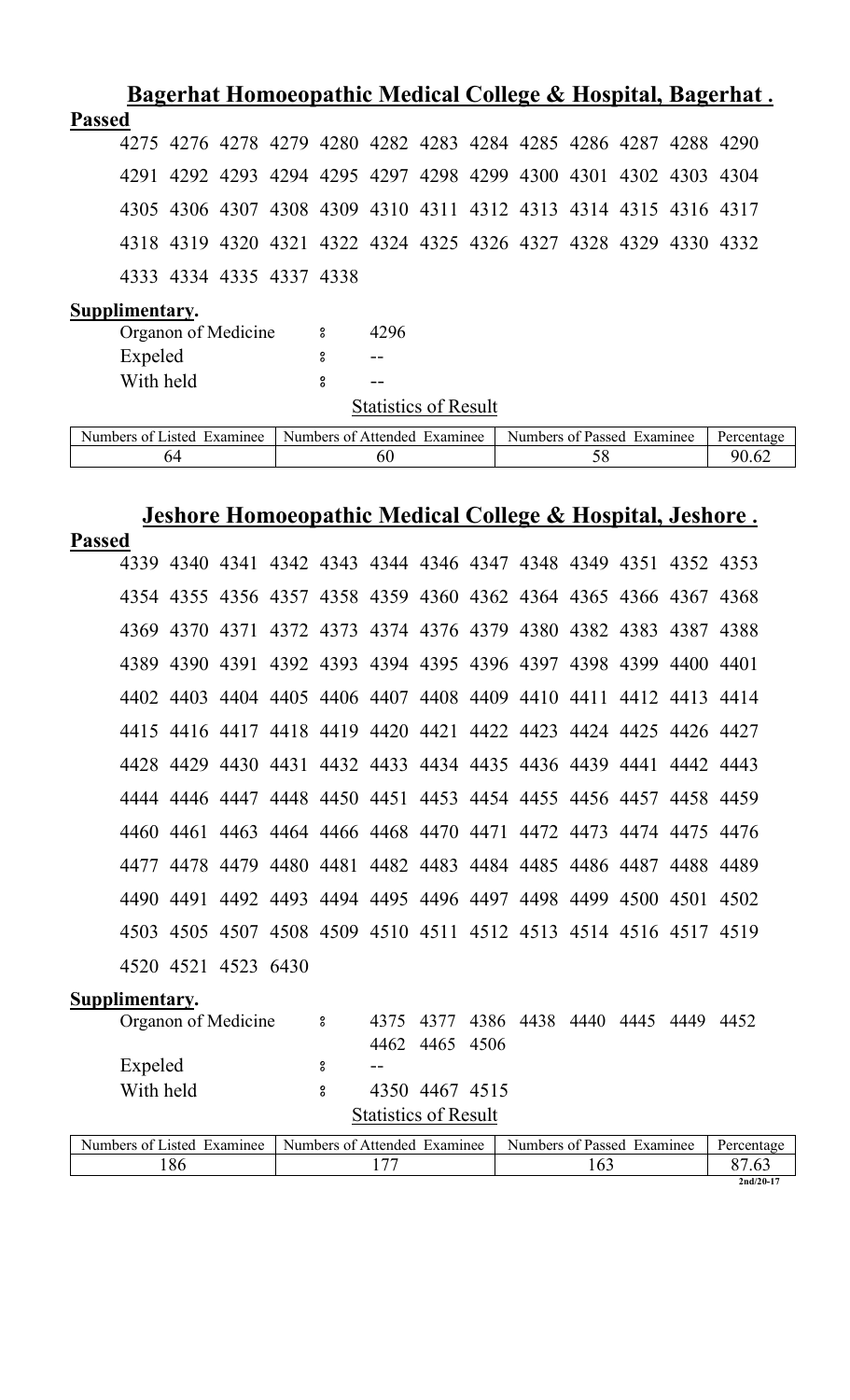## Bagerhat Homoeopathic Medical College & Hospital, Bagerhat .

**Passed**

4275 4276 4278 4279 4280 4282 4283 4284 4285 4286 4287 4288 4290
4291 4292 4293 4294 4295 4297 4298 4299 4300 4301 4302 4303 4304
4305 4306 4307 4308 4309 4310 4311 4312 4313 4314 4315 4316 4317
4318 4319 4320 4321 4322 4324 4325 4326 4327 4328 4329 4330 4332
4333 4334 4335 4337 4338

**Supplimentary.**

Organon of Medicine ঃ 4296
Expeled ঃ --
With held ঃ --

Statistics of Result

| Numbers of Listed Examinee | Numbers of Attended Examinee | Numbers of Passed Examinee | Percentage |
|---|---|---|---|
| 64 | 60 | 58 | 90.62 |

## Jeshore Homoeopathic Medical College & Hospital, Jeshore .

**Passed**

4339 4340 4341 4342 4343 4344 4346 4347 4348 4349 4351 4352 4353
4354 4355 4356 4357 4358 4359 4360 4362 4364 4365 4366 4367 4368
4369 4370 4371 4372 4373 4374 4376 4379 4380 4382 4383 4387 4388
4389 4390 4391 4392 4393 4394 4395 4396 4397 4398 4399 4400 4401
4402 4403 4404 4405 4406 4407 4408 4409 4410 4411 4412 4413 4414
4415 4416 4417 4418 4419 4420 4421 4422 4423 4424 4425 4426 4427
4428 4429 4430 4431 4432 4433 4434 4435 4436 4439 4441 4442 4443
4444 4446 4447 4448 4450 4451 4453 4454 4455 4456 4457 4458 4459
4460 4461 4463 4464 4466 4468 4470 4471 4472 4473 4474 4475 4476
4477 4478 4479 4480 4481 4482 4483 4484 4485 4486 4487 4488 4489
4490 4491 4492 4493 4494 4495 4496 4497 4498 4499 4500 4501 4502
4503 4505 4507 4508 4509 4510 4511 4512 4513 4514 4516 4517 4519
4520 4521 4523 6430

**Supplimentary.**

Organon of Medicine ঃ 4375 4377 4386 4438 4440 4445 4449 4452 4462 4465 4506
Expeled ঃ --
With held ঃ 4350 4467 4515

Statistics of Result

| Numbers of Listed Examinee | Numbers of Attended Examinee | Numbers of Passed Examinee | Percentage |
|---|---|---|---|
| 186 | 177 | 163 | 87.63 |

2nd/20-17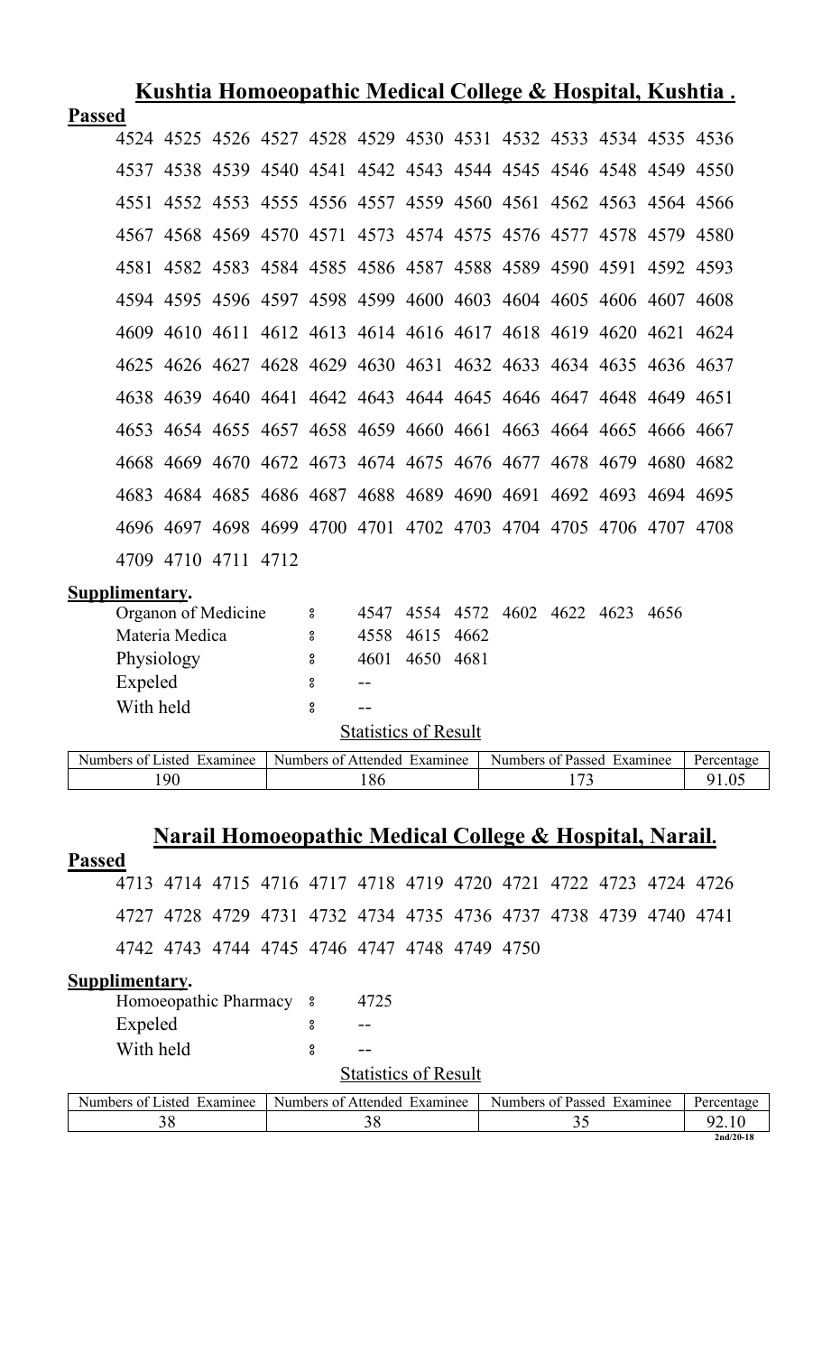## Kushtia Homoeopathic Medical College & Hospital, Kushtia .

**Passed**

4524 4525 4526 4527 4528 4529 4530 4531 4532 4533 4534 4535 4536
4537 4538 4539 4540 4541 4542 4543 4544 4545 4546 4548 4549 4550
4551 4552 4553 4555 4556 4557 4559 4560 4561 4562 4563 4564 4566
4567 4568 4569 4570 4571 4573 4574 4575 4576 4577 4578 4579 4580
4581 4582 4583 4584 4585 4586 4587 4588 4589 4590 4591 4592 4593
4594 4595 4596 4597 4598 4599 4600 4603 4604 4605 4606 4607 4608
4609 4610 4611 4612 4613 4614 4616 4617 4618 4619 4620 4621 4624
4625 4626 4627 4628 4629 4630 4631 4632 4633 4634 4635 4636 4637
4638 4639 4640 4641 4642 4643 4644 4645 4646 4647 4648 4649 4651
4653 4654 4655 4657 4658 4659 4660 4661 4663 4664 4665 4666 4667
4668 4669 4670 4672 4673 4674 4675 4676 4677 4678 4679 4680 4682
4683 4684 4685 4686 4687 4688 4689 4690 4691 4692 4693 4694 4695
4696 4697 4698 4699 4700 4701 4702 4703 4704 4705 4706 4707 4708
4709 4710 4711 4712

**Supplimentary.**

Organon of Medicine ঃ 4547 4554 4572 4602 4622 4623 4656
Materia Medica ঃ 4558 4615 4662
Physiology ঃ 4601 4650 4681
Expeled ঃ --
With held ঃ --

Statistics of Result

| Numbers of Listed Examinee | Numbers of Attended Examinee | Numbers of Passed Examinee | Percentage |
|---|---|---|---|
| 190 | 186 | 173 | 91.05 |

## Narail Homoeopathic Medical College & Hospital, Narail.

**Passed**

4713 4714 4715 4716 4717 4718 4719 4720 4721 4722 4723 4724 4726
4727 4728 4729 4731 4732 4734 4735 4736 4737 4738 4739 4740 4741
4742 4743 4744 4745 4746 4747 4748 4749 4750

**Supplimentary.**

Homoeopathic Pharmacy ঃ 4725
Expeled ঃ --
With held ঃ --

Statistics of Result

| Numbers of Listed Examinee | Numbers of Attended Examinee | Numbers of Passed Examinee | Percentage |
|---|---|---|---|
| 38 | 38 | 35 | 92.10 |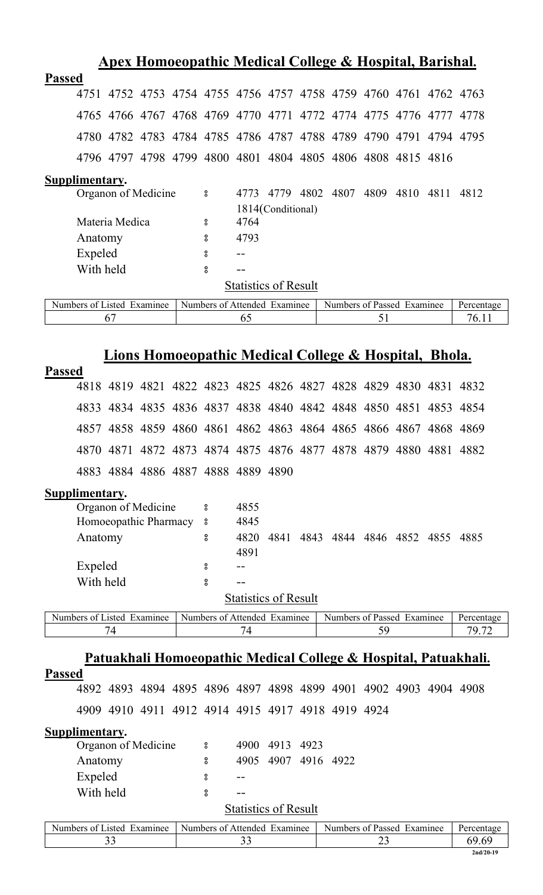## Apex Homoeopathic Medical College & Hospital, Barishal.

**Passed**

4751 4752 4753 4754 4755 4756 4757 4758 4759 4760 4761 4762 4763

4765 4766 4767 4768 4769 4770 4771 4772 4774 4775 4776 4777 4778

4780 4782 4783 4784 4785 4786 4787 4788 4789 4790 4791 4794 4795

4796 4797 4798 4799 4800 4801 4804 4805 4806 4808 4815 4816

**Supplimentary.**

Organon of Medicine ঃ 4773 4779 4802 4807 4809 4810 4811 4812 1814(Conditional)

Materia Medica ঃ 4764

Anatomy ঃ 4793

Expeled ঃ --

With held ঃ --

Statistics of Result

| Numbers of Listed Examinee | Numbers of Attended Examinee | Numbers of Passed Examinee | Percentage |
|---|---|---|---|
| 67 | 65 | 51 | 76.11 |

## Lions Homoeopathic Medical College & Hospital, Bhola.

**Passed**

4818 4819 4821 4822 4823 4825 4826 4827 4828 4829 4830 4831 4832

4833 4834 4835 4836 4837 4838 4840 4842 4848 4850 4851 4853 4854

4857 4858 4859 4860 4861 4862 4863 4864 4865 4866 4867 4868 4869

4870 4871 4872 4873 4874 4875 4876 4877 4878 4879 4880 4881 4882

4883 4884 4886 4887 4888 4889 4890

**Supplimentary.**

Organon of Medicine ঃ 4855

Homoeopathic Pharmacy ঃ 4845

Anatomy ঃ 4820 4841 4843 4844 4846 4852 4855 4885 4891

Expeled ঃ --

With held ঃ --

Statistics of Result

| Numbers of Listed Examinee | Numbers of Attended Examinee | Numbers of Passed Examinee | Percentage |
|---|---|---|---|
| 74 | 74 | 59 | 79.72 |

## Patuakhali Homoeopathic Medical College & Hospital, Patuakhali.

**Passed**

4892 4893 4894 4895 4896 4897 4898 4899 4901 4902 4903 4904 4908

4909 4910 4911 4912 4914 4915 4917 4918 4919 4924

**Supplimentary.**

Organon of Medicine ঃ 4900 4913 4923

Anatomy ঃ 4905 4907 4916 4922

Expeled ঃ --

With held ঃ --

Statistics of Result

| Numbers of Listed Examinee | Numbers of Attended Examinee | Numbers of Passed Examinee | Percentage |
|---|---|---|---|
| 33 | 33 | 23 | 69.69 |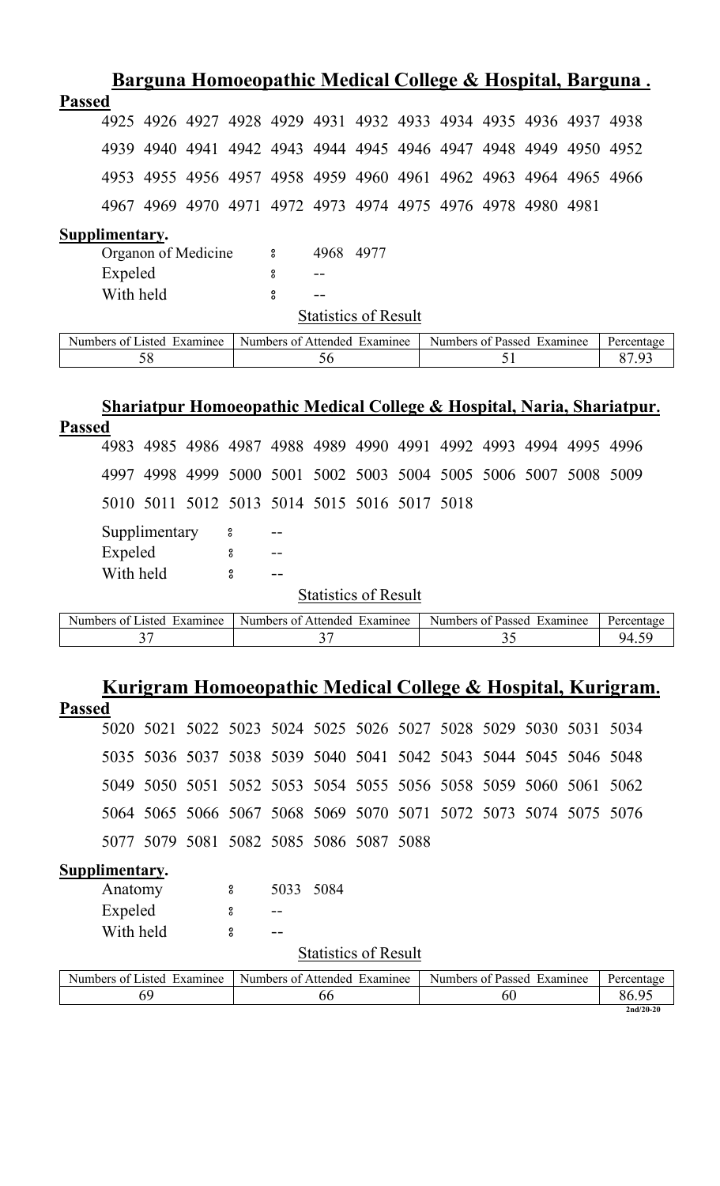## Barguna Homoeopathic Medical College & Hospital, Barguna .

**Passed**

4925 4926 4927 4928 4929 4931 4932 4933 4934 4935 4936 4937 4938

4939 4940 4941 4942 4943 4944 4945 4946 4947 4948 4949 4950 4952

4953 4955 4956 4957 4958 4959 4960 4961 4962 4963 4964 4965 4966

4967 4969 4970 4971 4972 4973 4974 4975 4976 4978 4980 4981

**Supplimentary.**

Organon of Medicine ঃ 4968 4977

Expeled ঃ --

With held ঃ --

Statistics of Result

| Numbers of Listed Examinee | Numbers of Attended Examinee | Numbers of Passed Examinee | Percentage |
|---|---|---|---|
| 58 | 56 | 51 | 87.93 |

## Shariatpur Homoeopathic Medical College & Hospital, Naria, Shariatpur.

**Passed**

4983 4985 4986 4987 4988 4989 4990 4991 4992 4993 4994 4995 4996

4997 4998 4999 5000 5001 5002 5003 5004 5005 5006 5007 5008 5009

5010 5011 5012 5013 5014 5015 5016 5017 5018

Supplimentary ঃ --

Expeled ঃ --

With held ঃ --

Statistics of Result

| Numbers of Listed Examinee | Numbers of Attended Examinee | Numbers of Passed Examinee | Percentage |
|---|---|---|---|
| 37 | 37 | 35 | 94.59 |

## Kurigram Homoeopathic Medical College & Hospital, Kurigram.

**Passed**

5020 5021 5022 5023 5024 5025 5026 5027 5028 5029 5030 5031 5034

5035 5036 5037 5038 5039 5040 5041 5042 5043 5044 5045 5046 5048

5049 5050 5051 5052 5053 5054 5055 5056 5058 5059 5060 5061 5062

5064 5065 5066 5067 5068 5069 5070 5071 5072 5073 5074 5075 5076

5077 5079 5081 5082 5085 5086 5087 5088

**Supplimentary.**

Anatomy ঃ 5033 5084

Expeled ঃ --

With held ঃ --

Statistics of Result

| Numbers of Listed Examinee | Numbers of Attended Examinee | Numbers of Passed Examinee | Percentage |
|---|---|---|---|
| 69 | 66 | 60 | 86.95 |

2nd/20-20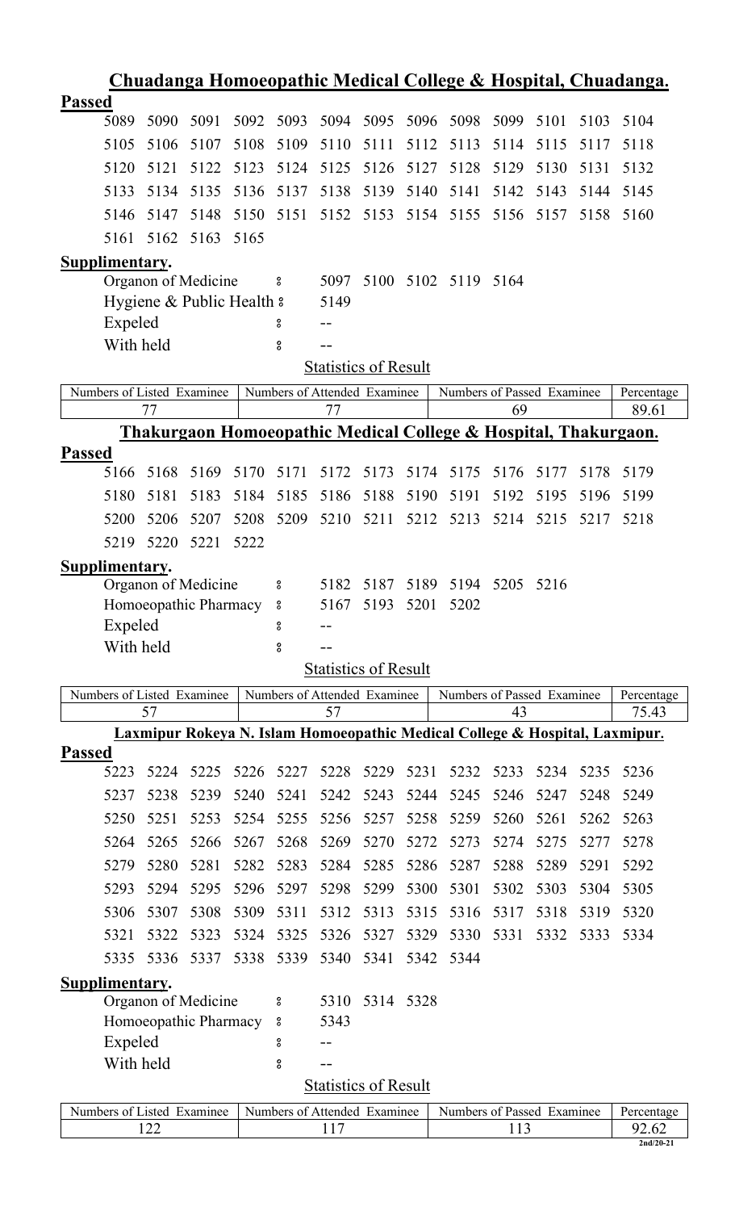## Chuadanga Homoeopathic Medical College & Hospital, Chuadanga.

**Passed**

| | | | | | | | | | | | | |
|---|---|---|---|---|---|---|---|---|---|---|---|---|
| 5089 | 5090 | 5091 | 5092 | 5093 | 5094 | 5095 | 5096 | 5098 | 5099 | 5101 | 5103 | 5104 |
| 5105 | 5106 | 5107 | 5108 | 5109 | 5110 | 5111 | 5112 | 5113 | 5114 | 5115 | 5117 | 5118 |
| 5120 | 5121 | 5122 | 5123 | 5124 | 5125 | 5126 | 5127 | 5128 | 5129 | 5130 | 5131 | 5132 |
| 5133 | 5134 | 5135 | 5136 | 5137 | 5138 | 5139 | 5140 | 5141 | 5142 | 5143 | 5144 | 5145 |
| 5146 | 5147 | 5148 | 5150 | 5151 | 5152 | 5153 | 5154 | 5155 | 5156 | 5157 | 5158 | 5160 |
| 5161 | 5162 | 5163 | 5165 | | | | | | | | | |

**Supplimentary.**

Organon of Medicine ঃ 5097 5100 5102 5119 5164
Hygiene & Public Health ঃ 5149
Expeled ঃ --
With held ঃ --

Statistics of Result

| Numbers of Listed Examinee | Numbers of Attended Examinee | Numbers of Passed Examinee | Percentage |
|---|---|---|---|
| 77 | 77 | 69 | 89.61 |

## Thakurgaon Homoeopathic Medical College & Hospital, Thakurgaon.

**Passed**

| | | | | | | | | | | | | |
|---|---|---|---|---|---|---|---|---|---|---|---|---|
| 5166 | 5168 | 5169 | 5170 | 5171 | 5172 | 5173 | 5174 | 5175 | 5176 | 5177 | 5178 | 5179 |
| 5180 | 5181 | 5183 | 5184 | 5185 | 5186 | 5188 | 5190 | 5191 | 5192 | 5195 | 5196 | 5199 |
| 5200 | 5206 | 5207 | 5208 | 5209 | 5210 | 5211 | 5212 | 5213 | 5214 | 5215 | 5217 | 5218 |
| 5219 | 5220 | 5221 | 5222 | | | | | | | | | |

**Supplimentary.**

Organon of Medicine ঃ 5182 5187 5189 5194 5205 5216
Homoeopathic Pharmacy ঃ 5167 5193 5201 5202
Expeled ঃ --
With held ঃ --

Statistics of Result

| Numbers of Listed Examinee | Numbers of Attended Examinee | Numbers of Passed Examinee | Percentage |
|---|---|---|---|
| 57 | 57 | 43 | 75.43 |

## Laxmipur Rokeya N. Islam Homoeopathic Medical College & Hospital, Laxmipur.

**Passed**

| | | | | | | | | | | | | |
|---|---|---|---|---|---|---|---|---|---|---|---|---|
| 5223 | 5224 | 5225 | 5226 | 5227 | 5228 | 5229 | 5231 | 5232 | 5233 | 5234 | 5235 | 5236 |
| 5237 | 5238 | 5239 | 5240 | 5241 | 5242 | 5243 | 5244 | 5245 | 5246 | 5247 | 5248 | 5249 |
| 5250 | 5251 | 5253 | 5254 | 5255 | 5256 | 5257 | 5258 | 5259 | 5260 | 5261 | 5262 | 5263 |
| 5264 | 5265 | 5266 | 5267 | 5268 | 5269 | 5270 | 5272 | 5273 | 5274 | 5275 | 5277 | 5278 |
| 5279 | 5280 | 5281 | 5282 | 5283 | 5284 | 5285 | 5286 | 5287 | 5288 | 5289 | 5291 | 5292 |
| 5293 | 5294 | 5295 | 5296 | 5297 | 5298 | 5299 | 5300 | 5301 | 5302 | 5303 | 5304 | 5305 |
| 5306 | 5307 | 5308 | 5309 | 5311 | 5312 | 5313 | 5315 | 5316 | 5317 | 5318 | 5319 | 5320 |
| 5321 | 5322 | 5323 | 5324 | 5325 | 5326 | 5327 | 5329 | 5330 | 5331 | 5332 | 5333 | 5334 |
| 5335 | 5336 | 5337 | 5338 | 5339 | 5340 | 5341 | 5342 | 5344 | | | | |

**Supplimentary.**

Organon of Medicine ঃ 5310 5314 5328
Homoeopathic Pharmacy ঃ 5343
Expeled ঃ --
With held ঃ --

Statistics of Result

| Numbers of Listed Examinee | Numbers of Attended Examinee | Numbers of Passed Examinee | Percentage |
|---|---|---|---|
| 122 | 117 | 113 | 92.62 |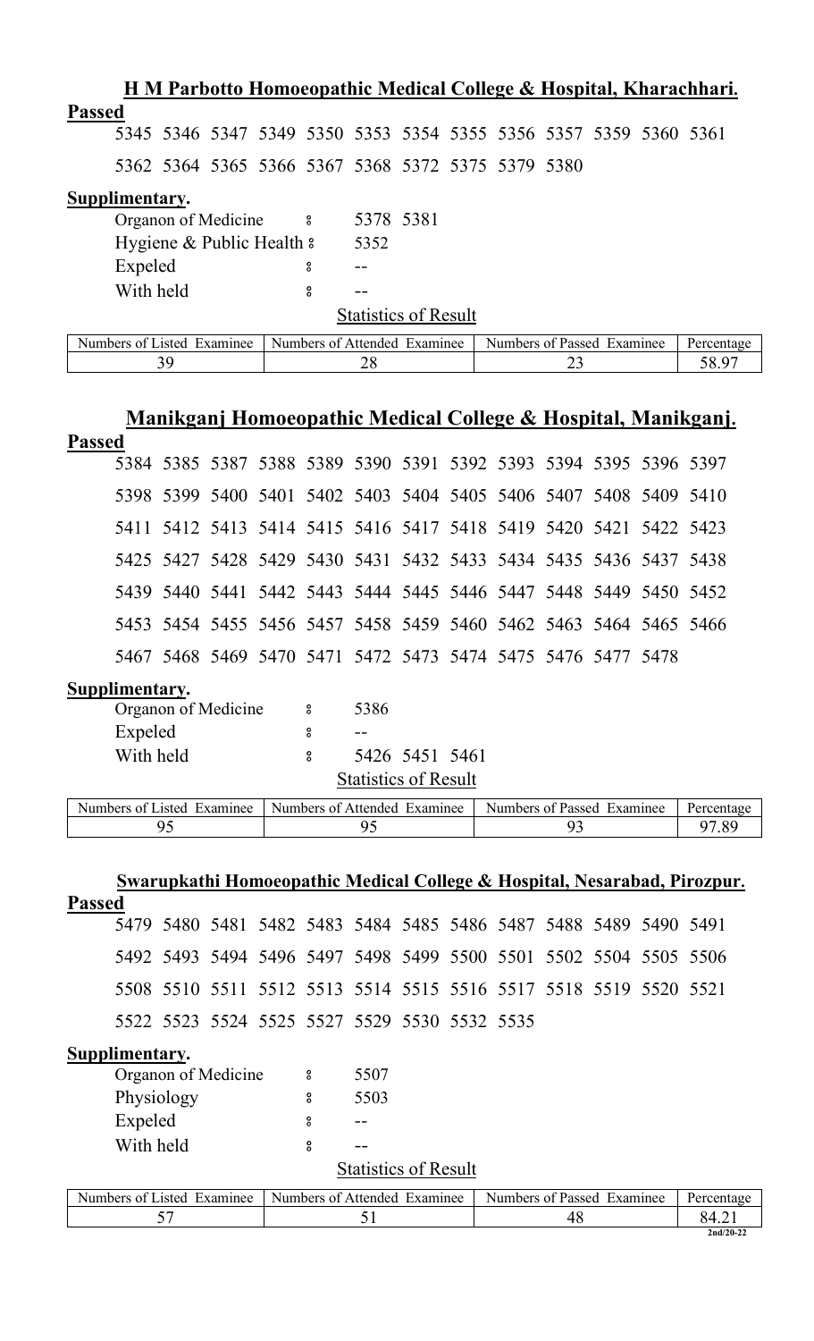## H M Parbotto Homoeopathic Medical College & Hospital, Kharachhari.

**Passed**

5345 5346 5347 5349 5350 5353 5354 5355 5356 5357 5359 5360 5361

5362 5364 5365 5366 5367 5368 5372 5375 5379 5380

**Supplimentary.**

Organon of Medicine ៖ 5378 5381

Hygiene & Public Health ៖ 5352

Expeled ៖ --

With held ៖ --

Statistics of Result

| Numbers of Listed Examinee | Numbers of Attended Examinee | Numbers of Passed Examinee | Percentage |
|---|---|---|---|
| 39 | 28 | 23 | 58.97 |

## Manikganj Homoeopathic Medical College & Hospital, Manikganj.

**Passed**

5384 5385 5387 5388 5389 5390 5391 5392 5393 5394 5395 5396 5397

5398 5399 5400 5401 5402 5403 5404 5405 5406 5407 5408 5409 5410

5411 5412 5413 5414 5415 5416 5417 5418 5419 5420 5421 5422 5423

5425 5427 5428 5429 5430 5431 5432 5433 5434 5435 5436 5437 5438

5439 5440 5441 5442 5443 5444 5445 5446 5447 5448 5449 5450 5452

5453 5454 5455 5456 5457 5458 5459 5460 5462 5463 5464 5465 5466

5467 5468 5469 5470 5471 5472 5473 5474 5475 5476 5477 5478

**Supplimentary.**

Organon of Medicine ៖ 5386

Expeled ៖ --

With held ៖ 5426 5451 5461

Statistics of Result

| Numbers of Listed Examinee | Numbers of Attended Examinee | Numbers of Passed Examinee | Percentage |
|---|---|---|---|
| 95 | 95 | 93 | 97.89 |

## Swarupkathi Homoeopathic Medical College & Hospital, Nesarabad, Pirozpur.

**Passed**

5479 5480 5481 5482 5483 5484 5485 5486 5487 5488 5489 5490 5491

5492 5493 5494 5496 5497 5498 5499 5500 5501 5502 5504 5505 5506

5508 5510 5511 5512 5513 5514 5515 5516 5517 5518 5519 5520 5521

5522 5523 5524 5525 5527 5529 5530 5532 5535

**Supplimentary.**

Organon of Medicine ៖ 5507

Physiology ៖ 5503

Expeled ៖ --

With held ៖ --

Statistics of Result

| Numbers of Listed Examinee | Numbers of Attended Examinee | Numbers of Passed Examinee | Percentage |
|---|---|---|---|
| 57 | 51 | 48 | 84.21 |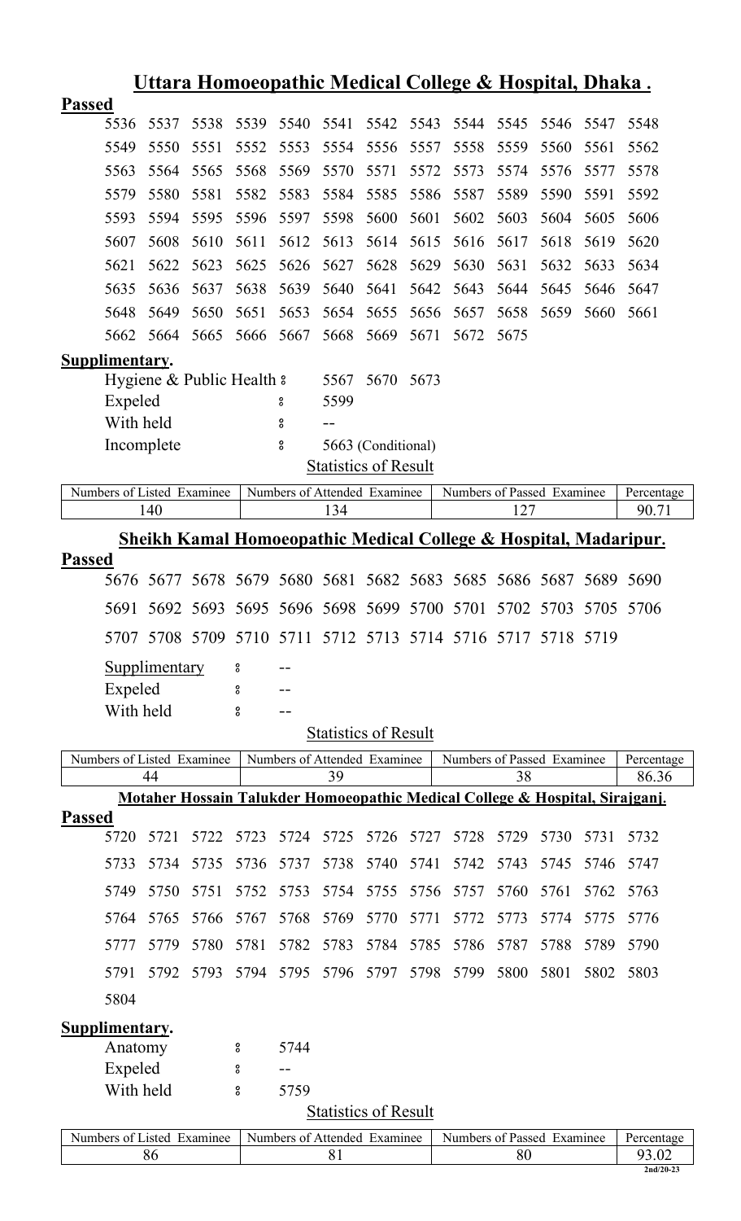## Uttara Homoeopathic Medical College & Hospital, Dhaka .

**Passed**

5536 5537 5538 5539 5540 5541 5542 5543 5544 5545 5546 5547 5548
5549 5550 5551 5552 5553 5554 5556 5557 5558 5559 5560 5561 5562
5563 5564 5565 5568 5569 5570 5571 5572 5573 5574 5576 5577 5578
5579 5580 5581 5582 5583 5584 5585 5586 5587 5589 5590 5591 5592
5593 5594 5595 5596 5597 5598 5600 5601 5602 5603 5604 5605 5606
5607 5608 5610 5611 5612 5613 5614 5615 5616 5617 5618 5619 5620
5621 5622 5623 5625 5626 5627 5628 5629 5630 5631 5632 5633 5634
5635 5636 5637 5638 5639 5640 5641 5642 5643 5644 5645 5646 5647
5648 5649 5650 5651 5653 5654 5655 5656 5657 5658 5659 5660 5661
5662 5664 5665 5666 5667 5668 5669 5671 5672 5675

**Supplimentary.**

Hygiene & Public Health : 5567 5670 5673
Expeled : 5599
With held : --
Incomplete : 5663 (Conditional)

Statistics of Result

| Numbers of Listed Examinee | Numbers of Attended Examinee | Numbers of Passed Examinee | Percentage |
|---|---|---|---|
| 140 | 134 | 127 | 90.71 |

## Sheikh Kamal Homoeopathic Medical College & Hospital, Madaripur.

**Passed**

5676 5677 5678 5679 5680 5681 5682 5683 5685 5686 5687 5689 5690
5691 5692 5693 5695 5696 5698 5699 5700 5701 5702 5703 5705 5706
5707 5708 5709 5710 5711 5712 5713 5714 5716 5717 5718 5719

Supplimentary : --
Expeled : --
With held : --

Statistics of Result

| Numbers of Listed Examinee | Numbers of Attended Examinee | Numbers of Passed Examinee | Percentage |
|---|---|---|---|
| 44 | 39 | 38 | 86.36 |

## Motaher Hossain Talukder Homoeopathic Medical College & Hospital, Sirajganj.

**Passed**

5720 5721 5722 5723 5724 5725 5726 5727 5728 5729 5730 5731 5732
5733 5734 5735 5736 5737 5738 5740 5741 5742 5743 5745 5746 5747
5749 5750 5751 5752 5753 5754 5755 5756 5757 5760 5761 5762 5763
5764 5765 5766 5767 5768 5769 5770 5771 5772 5773 5774 5775 5776
5777 5779 5780 5781 5782 5783 5784 5785 5786 5787 5788 5789 5790
5791 5792 5793 5794 5795 5796 5797 5798 5799 5800 5801 5802 5803
5804

**Supplimentary.**

Anatomy : 5744
Expeled : --
With held : 5759

Statistics of Result

| Numbers of Listed Examinee | Numbers of Attended Examinee | Numbers of Passed Examinee | Percentage |
|---|---|---|---|
| 86 | 81 | 80 | 93.02 |

2nd/20-23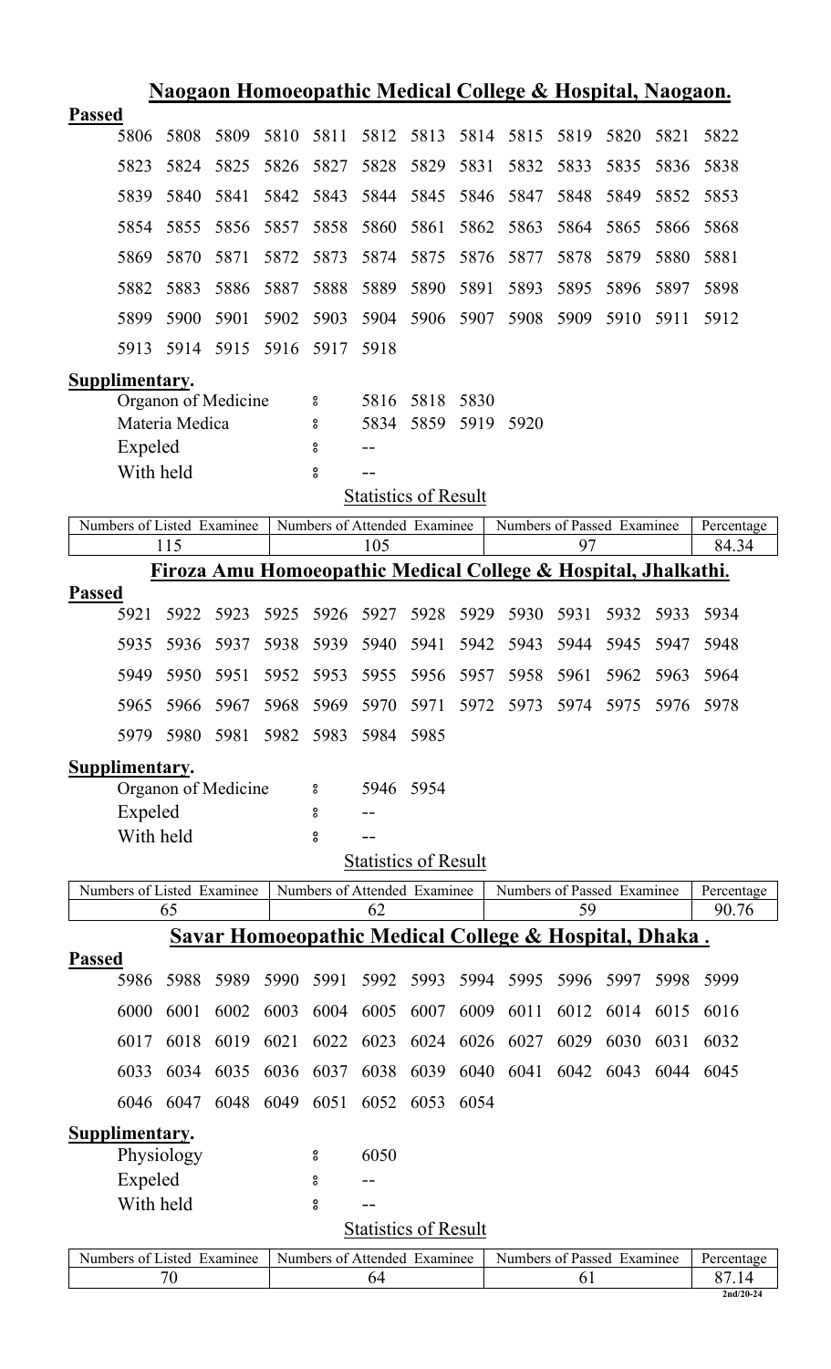## Naogaon Homoeopathic Medical College & Hospital, Naogaon.

**Passed**

| | | | | | | | | | | | | |
|---|---|---|---|---|---|---|---|---|---|---|---|---|
| 5806 | 5808 | 5809 | 5810 | 5811 | 5812 | 5813 | 5814 | 5815 | 5819 | 5820 | 5821 | 5822 |
| 5823 | 5824 | 5825 | 5826 | 5827 | 5828 | 5829 | 5831 | 5832 | 5833 | 5835 | 5836 | 5838 |
| 5839 | 5840 | 5841 | 5842 | 5843 | 5844 | 5845 | 5846 | 5847 | 5848 | 5849 | 5852 | 5853 |
| 5854 | 5855 | 5856 | 5857 | 5858 | 5860 | 5861 | 5862 | 5863 | 5864 | 5865 | 5866 | 5868 |
| 5869 | 5870 | 5871 | 5872 | 5873 | 5874 | 5875 | 5876 | 5877 | 5878 | 5879 | 5880 | 5881 |
| 5882 | 5883 | 5886 | 5887 | 5888 | 5889 | 5890 | 5891 | 5893 | 5895 | 5896 | 5897 | 5898 |
| 5899 | 5900 | 5901 | 5902 | 5903 | 5904 | 5906 | 5907 | 5908 | 5909 | 5910 | 5911 | 5912 |
| 5913 | 5914 | 5915 | 5916 | 5917 | 5918 | | | | | | | |

**Supplimentary.**

Organon of Medicine : 5816 5818 5830

Materia Medica : 5834 5859 5919 5920

Expeled : --

With held : --

Statistics of Result

| Numbers of Listed Examinee | Numbers of Attended Examinee | Numbers of Passed Examinee | Percentage |
|---|---|---|---|
| 115 | 105 | 97 | 84.34 |

## Firoza Amu Homoeopathic Medical College & Hospital, Jhalkathi.

**Passed**

| | | | | | | | | | | | | |
|---|---|---|---|---|---|---|---|---|---|---|---|---|
| 5921 | 5922 | 5923 | 5925 | 5926 | 5927 | 5928 | 5929 | 5930 | 5931 | 5932 | 5933 | 5934 |
| 5935 | 5936 | 5937 | 5938 | 5939 | 5940 | 5941 | 5942 | 5943 | 5944 | 5945 | 5947 | 5948 |
| 5949 | 5950 | 5951 | 5952 | 5953 | 5955 | 5956 | 5957 | 5958 | 5961 | 5962 | 5963 | 5964 |
| 5965 | 5966 | 5967 | 5968 | 5969 | 5970 | 5971 | 5972 | 5973 | 5974 | 5975 | 5976 | 5978 |
| 5979 | 5980 | 5981 | 5982 | 5983 | 5984 | 5985 | | | | | | |

**Supplimentary.**

Organon of Medicine : 5946 5954

Expeled : --

With held : --

Statistics of Result

| Numbers of Listed Examinee | Numbers of Attended Examinee | Numbers of Passed Examinee | Percentage |
|---|---|---|---|
| 65 | 62 | 59 | 90.76 |

## Savar Homoeopathic Medical College & Hospital, Dhaka .

**Passed**

| | | | | | | | | | | | | |
|---|---|---|---|---|---|---|---|---|---|---|---|---|
| 5986 | 5988 | 5989 | 5990 | 5991 | 5992 | 5993 | 5994 | 5995 | 5996 | 5997 | 5998 | 5999 |
| 6000 | 6001 | 6002 | 6003 | 6004 | 6005 | 6007 | 6009 | 6011 | 6012 | 6014 | 6015 | 6016 |
| 6017 | 6018 | 6019 | 6021 | 6022 | 6023 | 6024 | 6026 | 6027 | 6029 | 6030 | 6031 | 6032 |
| 6033 | 6034 | 6035 | 6036 | 6037 | 6038 | 6039 | 6040 | 6041 | 6042 | 6043 | 6044 | 6045 |
| 6046 | 6047 | 6048 | 6049 | 6051 | 6052 | 6053 | 6054 | | | | | |

**Supplimentary.**

Physiology : 6050

Expeled : --

With held : --

Statistics of Result

| Numbers of Listed Examinee | Numbers of Attended Examinee | Numbers of Passed Examinee | Percentage |
|---|---|---|---|
| 70 | 64 | 61 | 87.14 |

2nd/20-24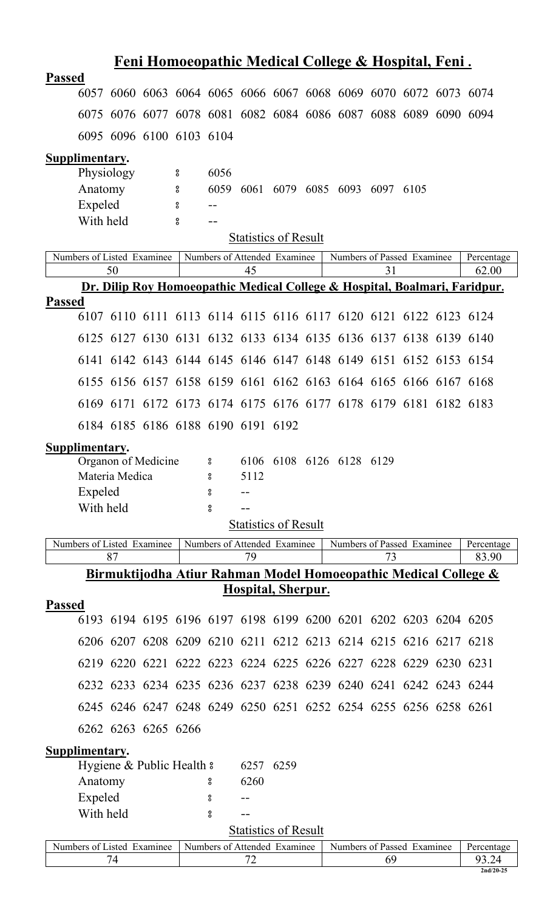## Feni Homoeopathic Medical College & Hospital, Feni .

**Passed**

6057 6060 6063 6064 6065 6066 6067 6068 6069 6070 6072 6073 6074
6075 6076 6077 6078 6081 6082 6084 6086 6087 6088 6089 6090 6094
6095 6096 6100 6103 6104

**Supplimentary.**

Physiology ঃ 6056
Anatomy ঃ 6059 6061 6079 6085 6093 6097 6105
Expeled ঃ --
With held ঃ --

Statistics of Result

| Numbers of Listed Examinee | Numbers of Attended Examinee | Numbers of Passed Examinee | Percentage |
|---|---|---|---|
| 50 | 45 | 31 | 62.00 |

## Dr. Dilip Roy Homoeopathic Medical College & Hospital, Boalmari, Faridpur.

**Passed**

6107 6110 6111 6113 6114 6115 6116 6117 6120 6121 6122 6123 6124
6125 6127 6130 6131 6132 6133 6134 6135 6136 6137 6138 6139 6140
6141 6142 6143 6144 6145 6146 6147 6148 6149 6151 6152 6153 6154
6155 6156 6157 6158 6159 6161 6162 6163 6164 6165 6166 6167 6168
6169 6171 6172 6173 6174 6175 6176 6177 6178 6179 6181 6182 6183
6184 6185 6186 6188 6190 6191 6192

**Supplimentary.**

Organon of Medicine ঃ 6106 6108 6126 6128 6129
Materia Medica ঃ 5112
Expeled ঃ --
With held ঃ --

Statistics of Result

| Numbers of Listed Examinee | Numbers of Attended Examinee | Numbers of Passed Examinee | Percentage |
|---|---|---|---|
| 87 | 79 | 73 | 83.90 |

## Birmuktijodha Atiur Rahman Model Homoeopathic Medical College & Hospital, Sherpur.

**Passed**

6193 6194 6195 6196 6197 6198 6199 6200 6201 6202 6203 6204 6205
6206 6207 6208 6209 6210 6211 6212 6213 6214 6215 6216 6217 6218
6219 6220 6221 6222 6223 6224 6225 6226 6227 6228 6229 6230 6231
6232 6233 6234 6235 6236 6237 6238 6239 6240 6241 6242 6243 6244
6245 6246 6247 6248 6249 6250 6251 6252 6254 6255 6256 6258 6261
6262 6263 6265 6266

**Supplimentary.**

Hygiene & Public Health ঃ 6257 6259
Anatomy ঃ 6260
Expeled ঃ --
With held ঃ --

Statistics of Result

| Numbers of Listed Examinee | Numbers of Attended Examinee | Numbers of Passed Examinee | Percentage |
|---|---|---|---|
| 74 | 72 | 69 | 93.24 |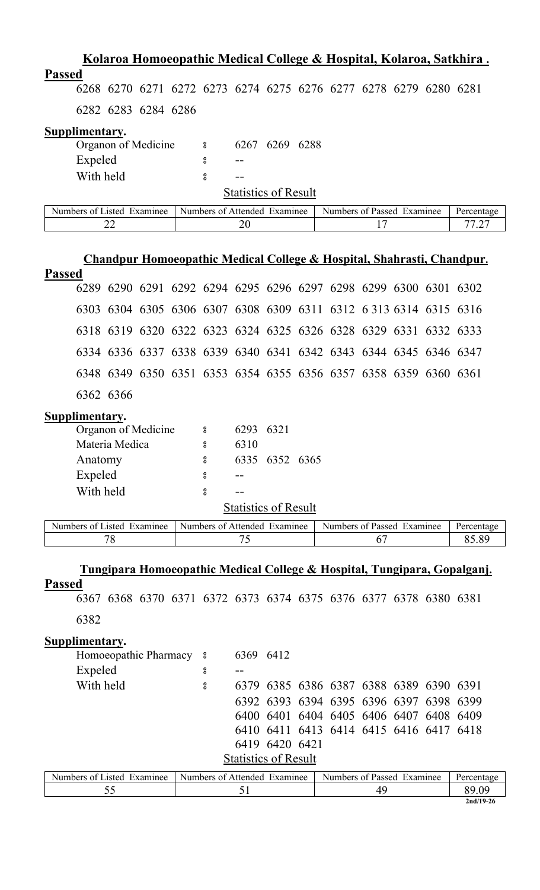## Kolaroa Homoeopathic Medical College & Hospital, Kolaroa, Satkhira .

**Passed**

6268 6270 6271 6272 6273 6274 6275 6276 6277 6278 6279 6280 6281

6282 6283 6284 6286

**Supplimentary.**

Organon of Medicine ঃ 6267 6269 6288

Expeled ঃ --

With held ঃ --

Statistics of Result

| Numbers of Listed Examinee | Numbers of Attended Examinee | Numbers of Passed Examinee | Percentage |
|---|---|---|---|
| 22 | 20 | 17 | 77.27 |

## Chandpur Homoeopathic Medical College & Hospital, Shahrasti, Chandpur.

**Passed**

6289 6290 6291 6292 6294 6295 6296 6297 6298 6299 6300 6301 6302

6303 6304 6305 6306 6307 6308 6309 6311 6312 6 313 6314 6315 6316

6318 6319 6320 6322 6323 6324 6325 6326 6328 6329 6331 6332 6333

6334 6336 6337 6338 6339 6340 6341 6342 6343 6344 6345 6346 6347

6348 6349 6350 6351 6353 6354 6355 6356 6357 6358 6359 6360 6361

6362 6366

**Supplimentary.**

Organon of Medicine ঃ 6293 6321

Materia Medica ঃ 6310

Anatomy ঃ 6335 6352 6365

Expeled ঃ --

With held ঃ --

Statistics of Result

| Numbers of Listed Examinee | Numbers of Attended Examinee | Numbers of Passed Examinee | Percentage |
|---|---|---|---|
| 78 | 75 | 67 | 85.89 |

## Tungipara Homoeopathic Medical College & Hospital, Tungipara, Gopalganj.

**Passed**

6367 6368 6370 6371 6372 6373 6374 6375 6376 6377 6378 6380 6381

6382

**Supplimentary.**

Homoeopathic Pharmacy ঃ 6369 6412

Expeled ঃ --

With held ঃ 6379 6385 6386 6387 6388 6389 6390 6391
6392 6393 6394 6395 6396 6397 6398 6399
6400 6401 6404 6405 6406 6407 6408 6409
6410 6411 6413 6414 6415 6416 6417 6418
6419 6420 6421

Statistics of Result

| Numbers of Listed Examinee | Numbers of Attended Examinee | Numbers of Passed Examinee | Percentage |
|---|---|---|---|
| 55 | 51 | 49 | 89.09 |

2nd/19-26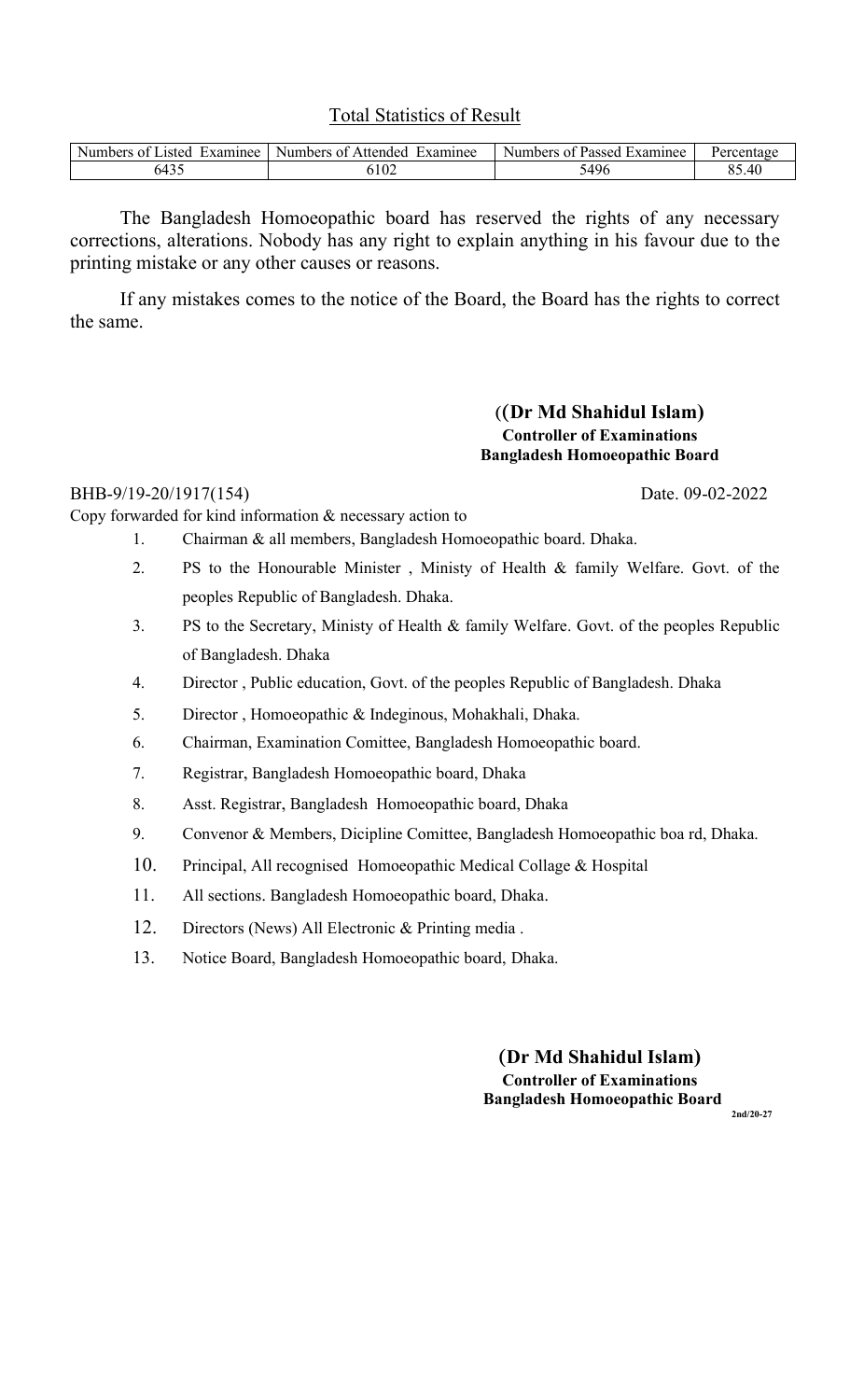## Total Statistics of Result

| Numbers of Listed Examinee | Numbers of Attended Examinee | Numbers of Passed Examinee | Percentage |
|---|---|---|---|
| 6435 | 6102 | 5496 | 85.40 |

The Bangladesh Homoeopathic board has reserved the rights of any necessary corrections, alterations. Nobody has any right to explain anything in his favour due to the printing mistake or any other causes or reasons.

If any mistakes comes to the notice of the Board, the Board has the rights to correct the same.

**((Dr Md Shahidul Islam)**
**Controller of Examinations**
**Bangladesh Homoeopathic Board**

BHB-9/19-20/1917(154) Date. 09-02-2022

Copy forwarded for kind information & necessary action to

1. Chairman & all members, Bangladesh Homoeopathic board. Dhaka.
2. PS to the Honourable Minister , Ministy of Health & family Welfare. Govt. of the peoples Republic of Bangladesh. Dhaka.
3. PS to the Secretary, Ministy of Health & family Welfare. Govt. of the peoples Republic of Bangladesh. Dhaka
4. Director , Public education, Govt. of the peoples Republic of Bangladesh. Dhaka
5. Director , Homoeopathic & Indeginous, Mohakhali, Dhaka.
6. Chairman, Examination Comittee, Bangladesh Homoeopathic board.
7. Registrar, Bangladesh Homoeopathic board, Dhaka
8. Asst. Registrar, Bangladesh Homoeopathic board, Dhaka
9. Convenor & Members, Dicipline Comittee, Bangladesh Homoeopathic boa rd, Dhaka.
10. Principal, All recognised Homoeopathic Medical Collage & Hospital
11. All sections. Bangladesh Homoeopathic board, Dhaka.
12. Directors (News) All Electronic & Printing media .
13. Notice Board, Bangladesh Homoeopathic board, Dhaka.

**(Dr Md Shahidul Islam)**
**Controller of Examinations**
**Bangladesh Homoeopathic Board**

2nd/20-27